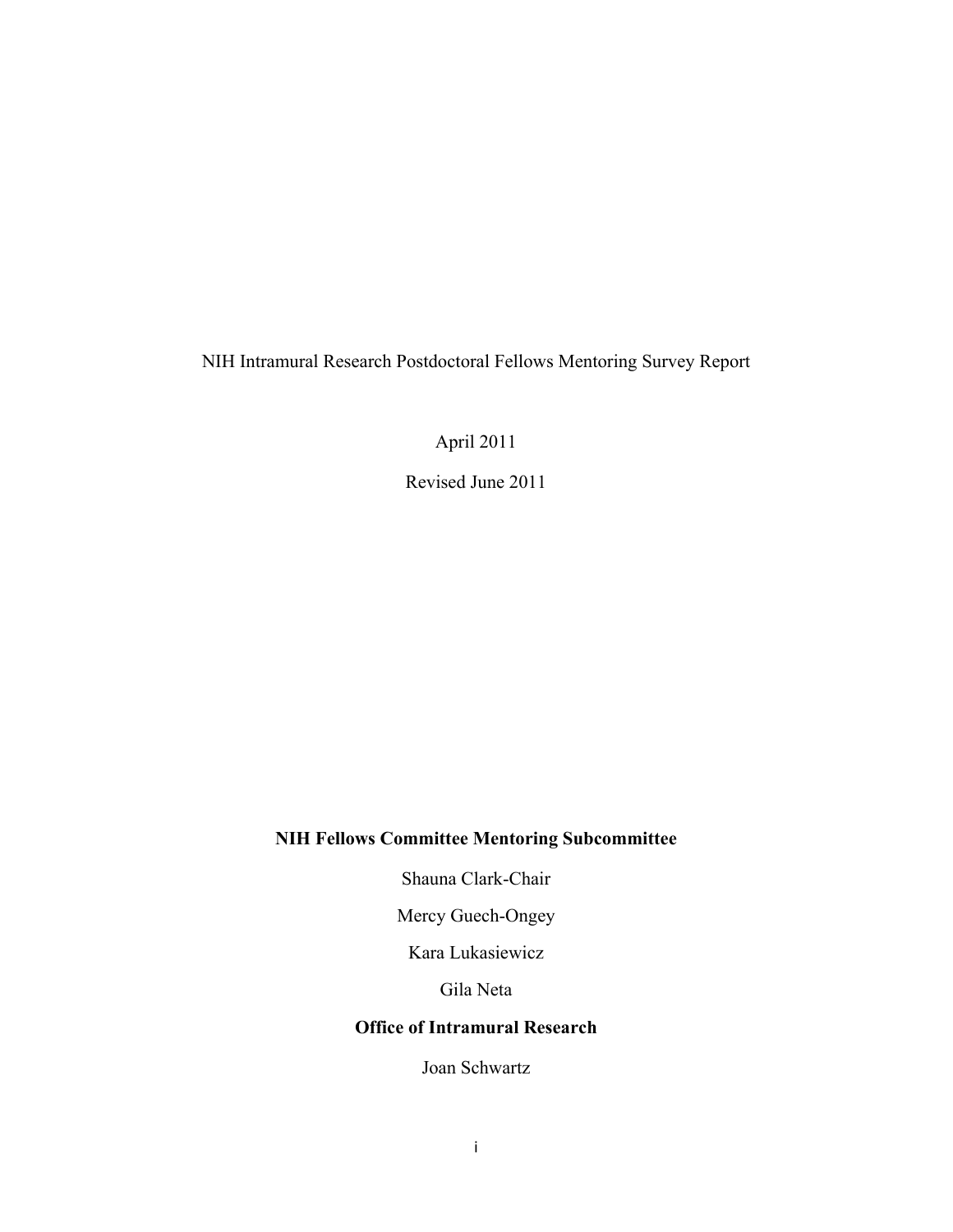# NIH Intramural Research Postdoctoral Fellows Mentoring Survey Report

April 2011

Revised June 2011

**NIH Fellows Committee Mentoring Subcommittee**

Shauna Clark-Chair

Mercy Guech-Ongey

Kara Lukasiewicz

Gila Neta

**Office of Intramural Research**

Joan Schwartz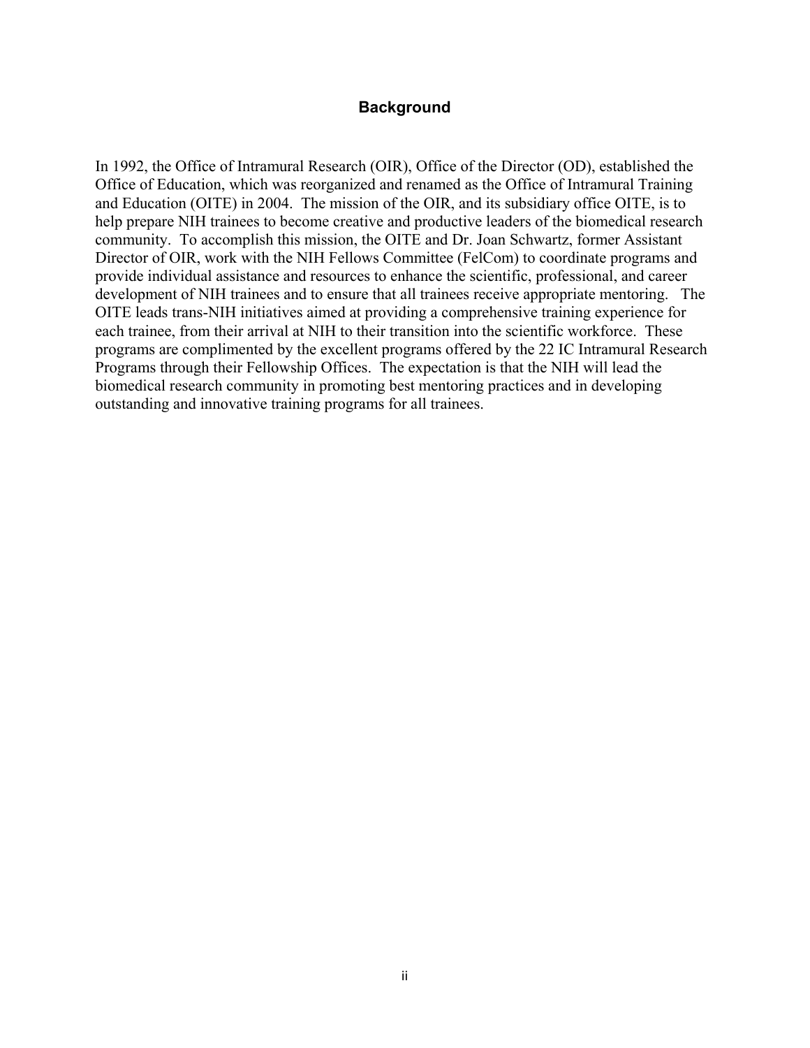## Background

In 1992, the Office of Intramural Research (OIR), Office of the Director (OD), established the Office of Education, which was reorganized and renamed as the Office of Intramural Training and Education (OITE) in 2004. The mission of the OIR, and its subsidiary office OITE, is to help prepare NIH trainees to become creative and productive leaders of the biomedical research community. To accomplish this mission, the OITE and Dr. Joan Schwartz, former Assistant Director of OIR, work with the NIH Fellows Committee (FelCom) to coordinate programs and provide individual assistance and resources to enhance the scientific, professional, and career development of NIH trainees and to ensure that all trainees receive appropriate mentoring. The OITE leads trans-NIH initiatives aimed at providing a comprehensive training experience for each trainee, from their arrival at NIH to their transition into the scientific workforce. These programs are complimented by the excellent programs offered by the 22 IC Intramural Research Programs through their Fellowship Offices. The expectation is that the NIH will lead the biomedical research community in promoting best mentoring practices and in developing outstanding and innovative training programs for all trainees.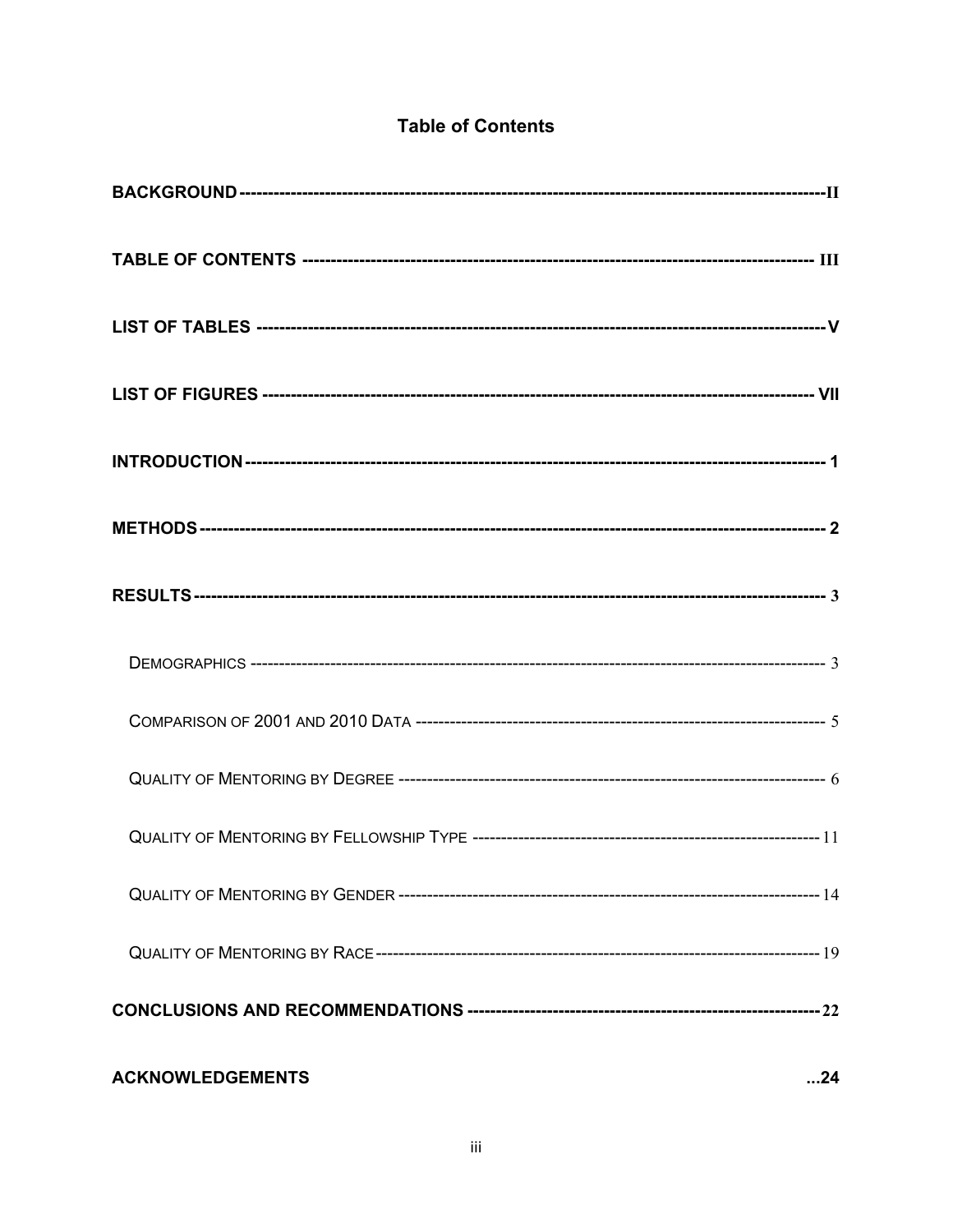# Table of Contents

**BACKGROUND** ---------------------------------------------------------------------------------------------------- II

**TABLE OF CONTENTS** --------------------------------------------------------------------------------------- III

**LIST OF TABLES** ----------------------------------------------------------------------------------------------- V

**LIST OF FIGURES** ---------------------------------------------------------------------------------------------- VII

**INTRODUCTION** ------------------------------------------------------------------------------------------------ 1

**METHODS** ---------------------------------------------------------------------------------------------------------- 2

**RESULTS** ------------------------------------------------------------------------------------------------------------ 3

DEMOGRAPHICS ------------------------------------------------------------------------------------------------- 3

COMPARISON OF 2001 AND 2010 DATA ---------------------------------------------------------------- 5

QUALITY OF MENTORING BY DEGREE ---------------------------------------------------------------- 6

QUALITY OF MENTORING BY FELLOWSHIP TYPE ------------------------------------------------ 11

QUALITY OF MENTORING BY GENDER ----------------------------------------------------------------- 14

QUALITY OF MENTORING BY RACE --------------------------------------------------------------------- 19

**CONCLUSIONS AND RECOMMENDATIONS** ------------------------------------------------------- 22

**ACKNOWLEDGEMENTS** ...24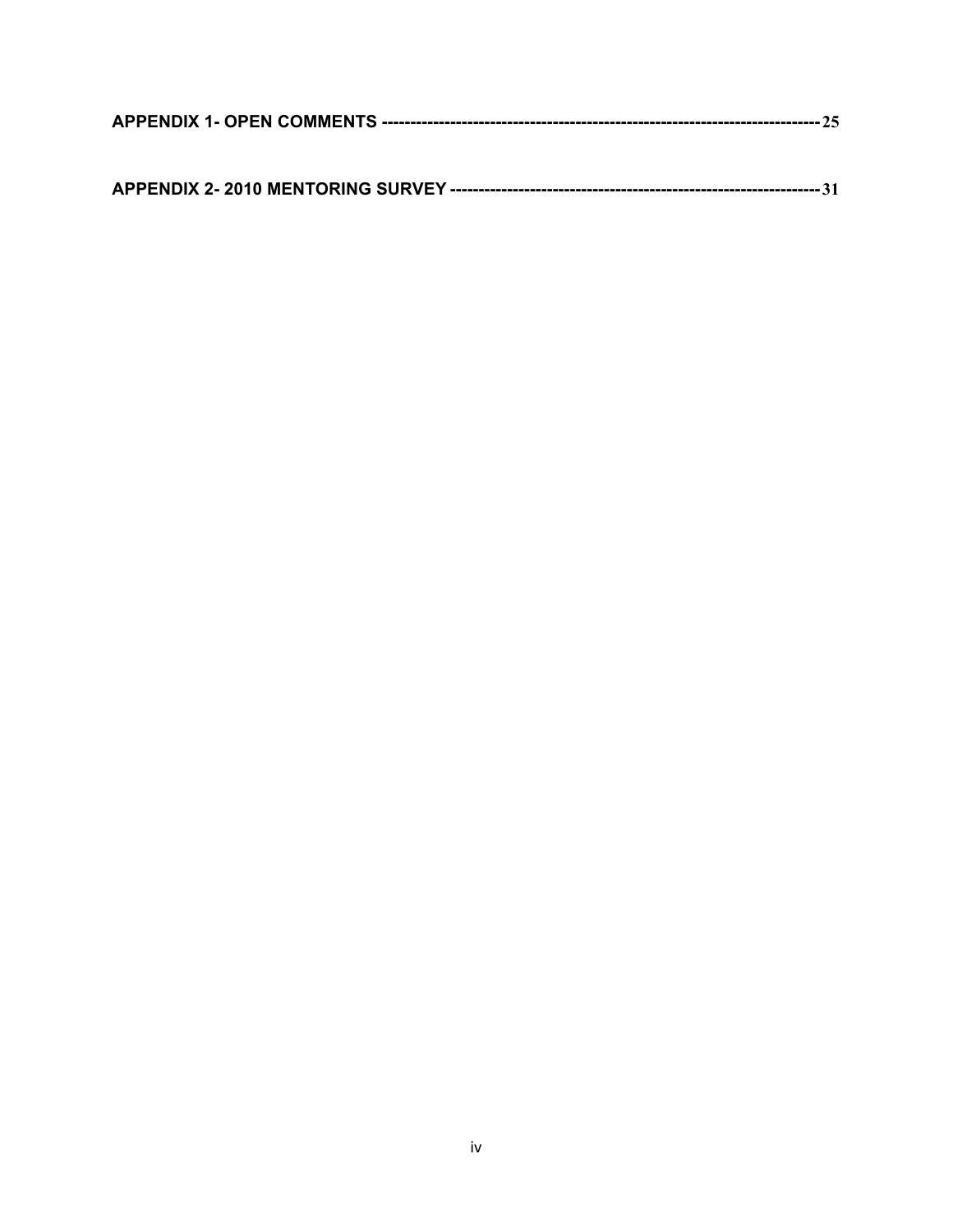**APPENDIX 1- OPEN COMMENTS ---------------------------------------------------------------------------- 25**

**APPENDIX 2- 2010 MENTORING SURVEY ---------------------------------------------------------------- 31**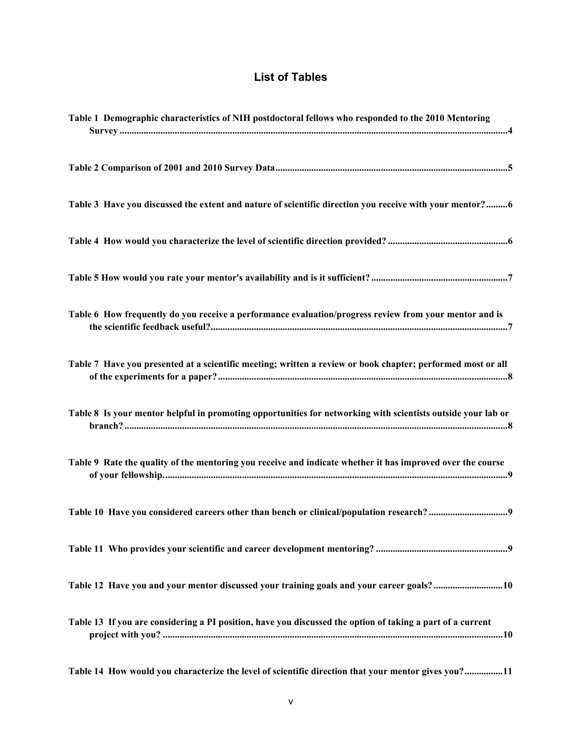## List of Tables

**Table 1 Demographic characteristics of NIH postdoctoral fellows who responded to the 2010 Mentoring Survey ....4**

**Table 2 Comparison of 2001 and 2010 Survey Data....5**

**Table 3 Have you discussed the extent and nature of scientific direction you receive with your mentor?....6**

**Table 4 How would you characterize the level of scientific direction provided? ....6**

**Table 5 How would you rate your mentor's availability and is it sufficient? ....7**

**Table 6 How frequently do you receive a performance evaluation/progress review from your mentor and is the scientific feedback useful?....7**

**Table 7 Have you presented at a scientific meeting; written a review or book chapter; performed most or all of the experiments for a paper?....8**

**Table 8 Is your mentor helpful in promoting opportunities for networking with scientists outside your lab or branch?....8**

**Table 9 Rate the quality of the mentoring you receive and indicate whether it has improved over the course of your fellowship.....9**

**Table 10 Have you considered careers other than bench or clinical/population research? ....9**

**Table 11 Who provides your scientific and career development mentoring? ....9**

**Table 12 Have you and your mentor discussed your training goals and your career goals? ....10**

**Table 13 If you are considering a PI position, have you discussed the option of taking a part of a current project with you? ....10**

**Table 14 How would you characterize the level of scientific direction that your mentor gives you?....11**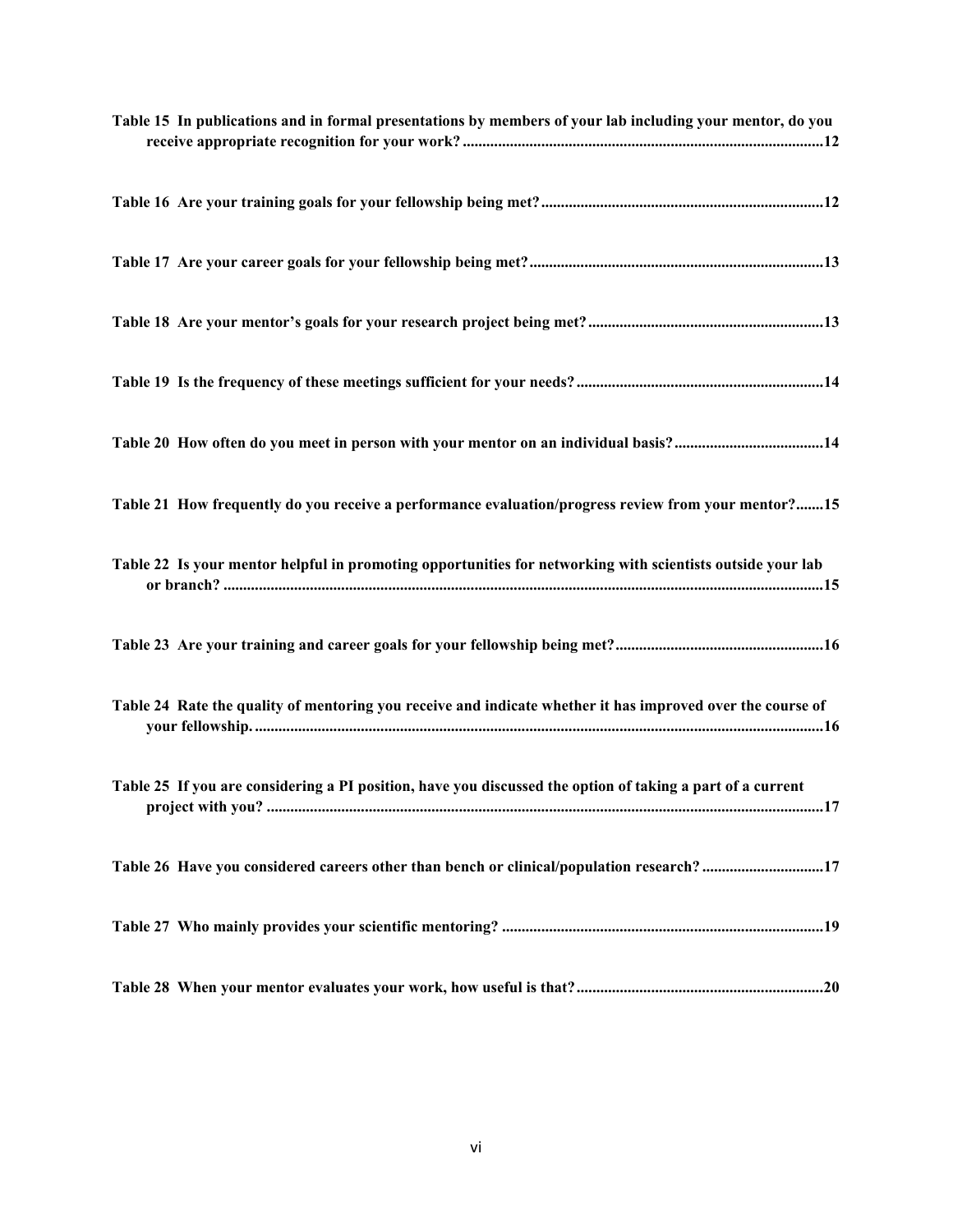**Table 15 In publications and in formal presentations by members of your lab including your mentor, do you receive appropriate recognition for your work? ........................................................................................12**

**Table 16 Are your training goals for your fellowship being met? ........................................................................12**

**Table 17 Are your career goals for your fellowship being met? ..........................................................................13**

**Table 18 Are your mentor's goals for your research project being met? ............................................................13**

**Table 19 Is the frequency of these meetings sufficient for your needs? ..............................................................14**

**Table 20 How often do you meet in person with your mentor on an individual basis? ......................................14**

**Table 21 How frequently do you receive a performance evaluation/progress review from your mentor? .......15**

**Table 22 Is your mentor helpful in promoting opportunities for networking with scientists outside your lab or branch? ........................................................................................................................................15**

**Table 23 Are your training and career goals for your fellowship being met? ....................................................16**

**Table 24 Rate the quality of mentoring you receive and indicate whether it has improved over the course of your fellowship. ...............................................................................................................................16**

**Table 25 If you are considering a PI position, have you discussed the option of taking a part of a current project with you? ............................................................................................................................17**

**Table 26 Have you considered careers other than bench or clinical/population research? ...............................17**

**Table 27 Who mainly provides your scientific mentoring? .................................................................................19**

**Table 28 When your mentor evaluates your work, how useful is that? ..............................................................20**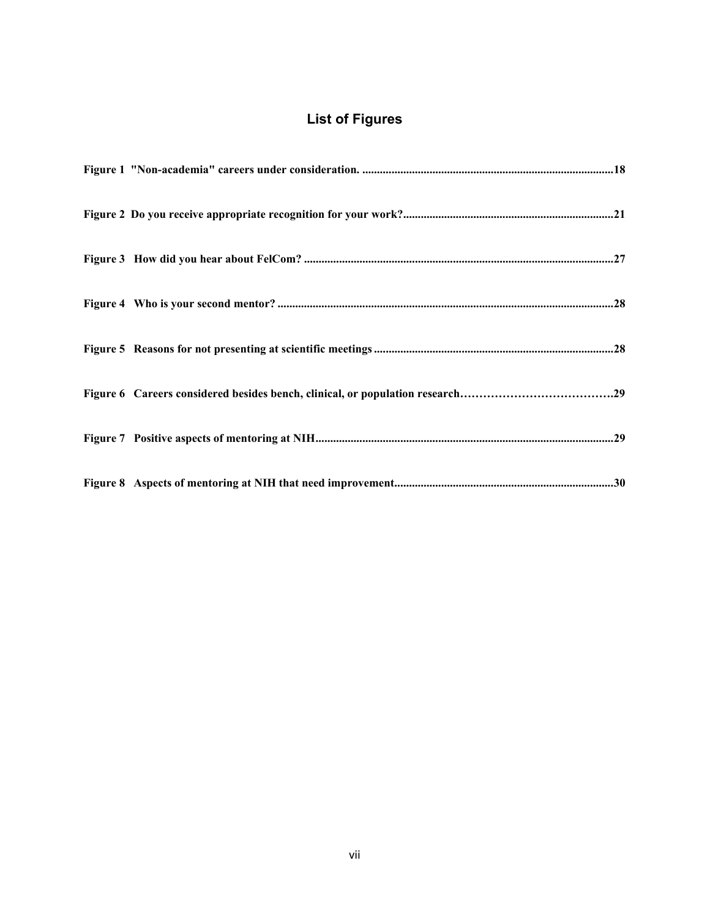# List of Figures

**Figure 1 "Non-academia" careers under consideration. ....................................................................................18**

**Figure 2 Do you receive appropriate recognition for your work?.......................................................................21**

**Figure 3 How did you hear about FelCom? .........................................................................................................27**

**Figure 4 Who is your second mentor? ..................................................................................................................28**

**Figure 5 Reasons for not presenting at scientific meetings .................................................................................28**

**Figure 6 Careers considered besides bench, clinical, or population research………………………………….29**

**Figure 7 Positive aspects of mentoring at NIH.....................................................................................................29**

**Figure 8 Aspects of mentoring at NIH that need improvement..........................................................................30**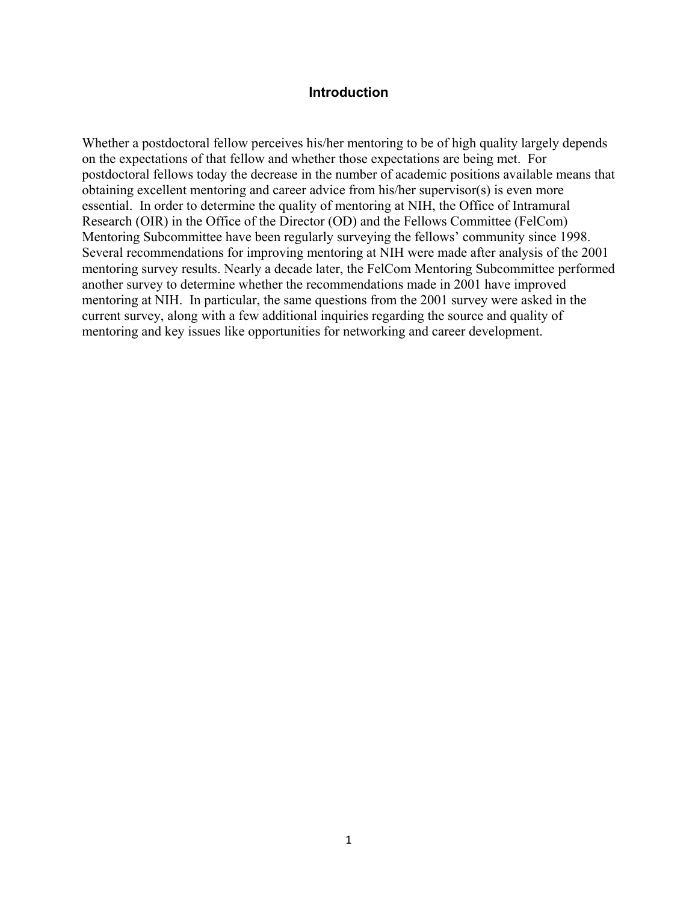## Introduction

Whether a postdoctoral fellow perceives his/her mentoring to be of high quality largely depends on the expectations of that fellow and whether those expectations are being met. For postdoctoral fellows today the decrease in the number of academic positions available means that obtaining excellent mentoring and career advice from his/her supervisor(s) is even more essential. In order to determine the quality of mentoring at NIH, the Office of Intramural Research (OIR) in the Office of the Director (OD) and the Fellows Committee (FelCom) Mentoring Subcommittee have been regularly surveying the fellows' community since 1998. Several recommendations for improving mentoring at NIH were made after analysis of the 2001 mentoring survey results. Nearly a decade later, the FelCom Mentoring Subcommittee performed another survey to determine whether the recommendations made in 2001 have improved mentoring at NIH. In particular, the same questions from the 2001 survey were asked in the current survey, along with a few additional inquiries regarding the source and quality of mentoring and key issues like opportunities for networking and career development.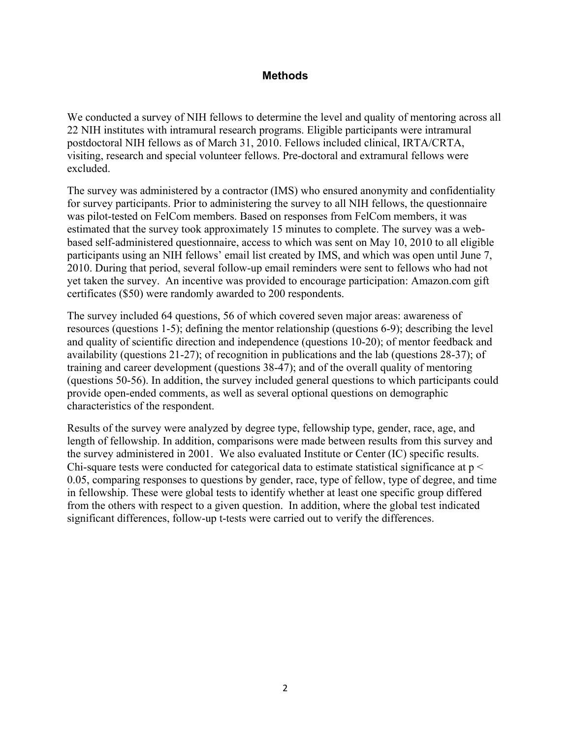## Methods

We conducted a survey of NIH fellows to determine the level and quality of mentoring across all 22 NIH institutes with intramural research programs. Eligible participants were intramural postdoctoral NIH fellows as of March 31, 2010. Fellows included clinical, IRTA/CRTA, visiting, research and special volunteer fellows. Pre-doctoral and extramural fellows were excluded.

The survey was administered by a contractor (IMS) who ensured anonymity and confidentiality for survey participants. Prior to administering the survey to all NIH fellows, the questionnaire was pilot-tested on FelCom members. Based on responses from FelCom members, it was estimated that the survey took approximately 15 minutes to complete. The survey was a web-based self-administered questionnaire, access to which was sent on May 10, 2010 to all eligible participants using an NIH fellows' email list created by IMS, and which was open until June 7, 2010. During that period, several follow-up email reminders were sent to fellows who had not yet taken the survey. An incentive was provided to encourage participation: Amazon.com gift certificates ($50) were randomly awarded to 200 respondents.

The survey included 64 questions, 56 of which covered seven major areas: awareness of resources (questions 1-5); defining the mentor relationship (questions 6-9); describing the level and quality of scientific direction and independence (questions 10-20); of mentor feedback and availability (questions 21-27); of recognition in publications and the lab (questions 28-37); of training and career development (questions 38-47); and of the overall quality of mentoring (questions 50-56). In addition, the survey included general questions to which participants could provide open-ended comments, as well as several optional questions on demographic characteristics of the respondent.

Results of the survey were analyzed by degree type, fellowship type, gender, race, age, and length of fellowship. In addition, comparisons were made between results from this survey and the survey administered in 2001. We also evaluated Institute or Center (IC) specific results. Chi-square tests were conducted for categorical data to estimate statistical significance at $p < 0.05$, comparing responses to questions by gender, race, type of fellow, type of degree, and time in fellowship. These were global tests to identify whether at least one specific group differed from the others with respect to a given question. In addition, where the global test indicated significant differences, follow-up t-tests were carried out to verify the differences.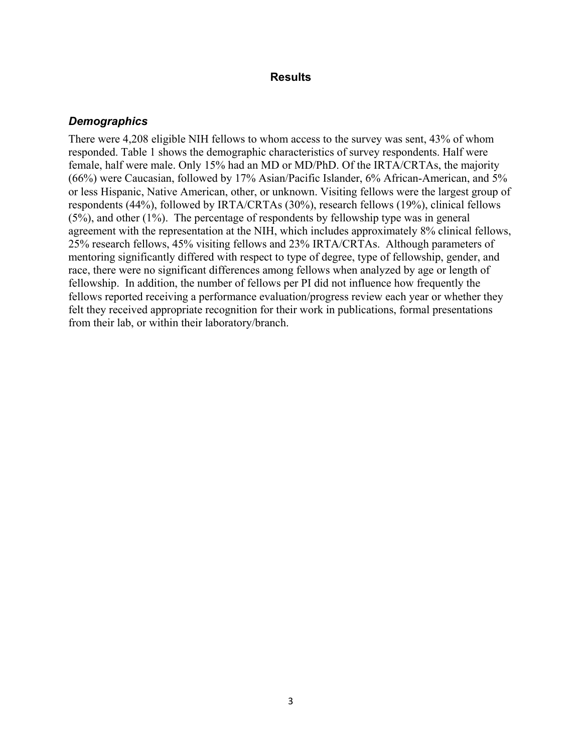## Results

### *Demographics*

There were 4,208 eligible NIH fellows to whom access to the survey was sent, 43% of whom responded. Table 1 shows the demographic characteristics of survey respondents. Half were female, half were male. Only 15% had an MD or MD/PhD. Of the IRTA/CRTAs, the majority (66%) were Caucasian, followed by 17% Asian/Pacific Islander, 6% African-American, and 5% or less Hispanic, Native American, other, or unknown. Visiting fellows were the largest group of respondents (44%), followed by IRTA/CRTAs (30%), research fellows (19%), clinical fellows (5%), and other (1%). The percentage of respondents by fellowship type was in general agreement with the representation at the NIH, which includes approximately 8% clinical fellows, 25% research fellows, 45% visiting fellows and 23% IRTA/CRTAs. Although parameters of mentoring significantly differed with respect to type of degree, type of fellowship, gender, and race, there were no significant differences among fellows when analyzed by age or length of fellowship. In addition, the number of fellows per PI did not influence how frequently the fellows reported receiving a performance evaluation/progress review each year or whether they felt they received appropriate recognition for their work in publications, formal presentations from their lab, or within their laboratory/branch.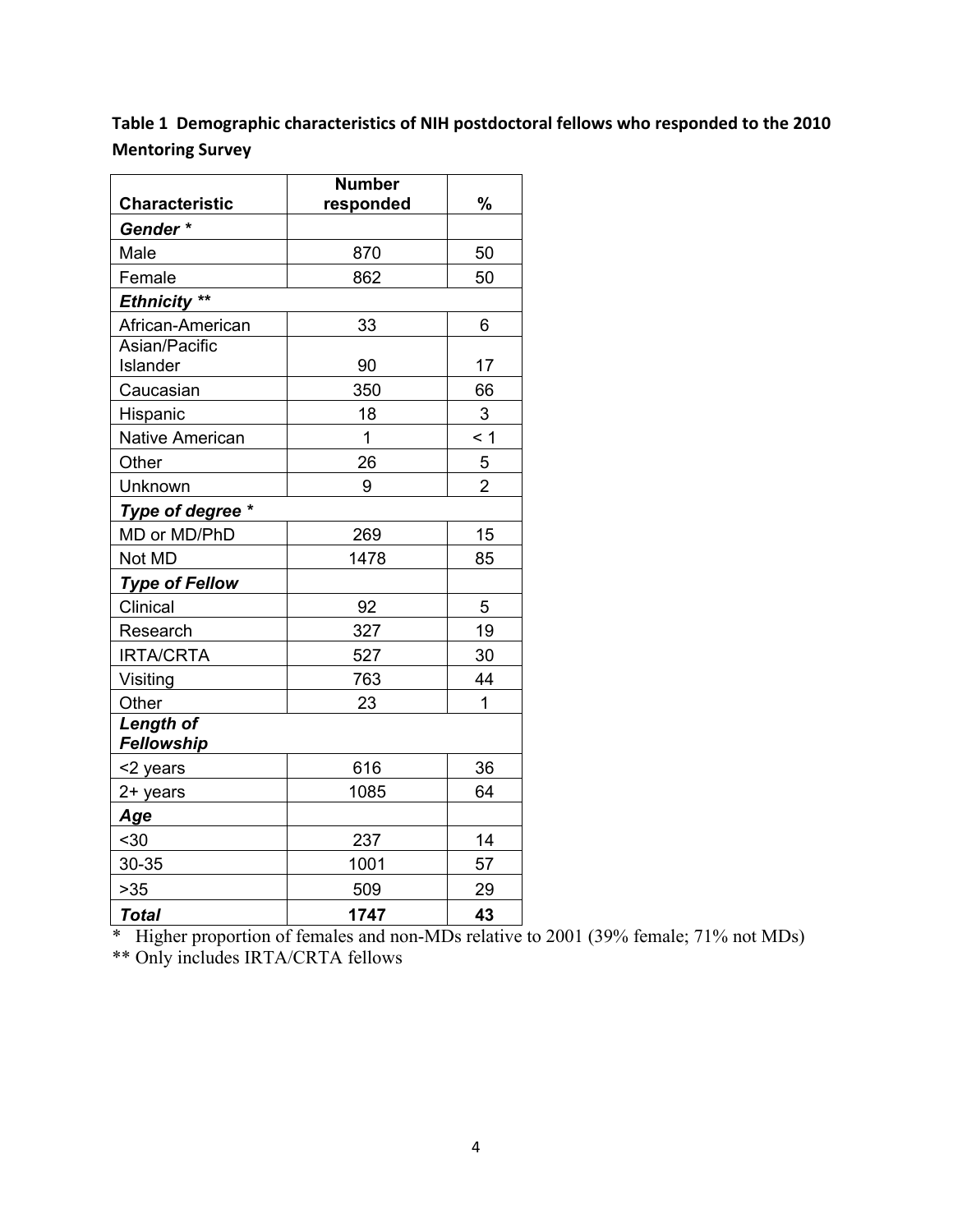**Table 1 Demographic characteristics of NIH postdoctoral fellows who responded to the 2010 Mentoring Survey**

| Characteristic | Number responded | % |
|---|---|---|
| ***Gender **** | | |
| Male | 870 | 50 |
| Female | 862 | 50 |
| ***Ethnicity ***** | | |
| African-American | 33 | 6 |
| Asian/Pacific Islander | 90 | 17 |
| Caucasian | 350 | 66 |
| Hispanic | 18 | 3 |
| Native American | 1 | < 1 |
| Other | 26 | 5 |
| Unknown | 9 | 2 |
| ***Type of degree **** | | |
| MD or MD/PhD | 269 | 15 |
| Not MD | 1478 | 85 |
| ***Type of Fellow*** | | |
| Clinical | 92 | 5 |
| Research | 327 | 19 |
| IRTA/CRTA | 527 | 30 |
| Visiting | 763 | 44 |
| Other | 23 | 1 |
| ***Length of Fellowship*** | | |
| <2 years | 616 | 36 |
| 2+ years | 1085 | 64 |
| ***Age*** | | |
| <30 | 237 | 14 |
| 30-35 | 1001 | 57 |
| >35 | 509 | 29 |
| ***Total*** | **1747** | **43** |

* Higher proportion of females and non-MDs relative to 2001 (39% female; 71% not MDs)

** Only includes IRTA/CRTA fellows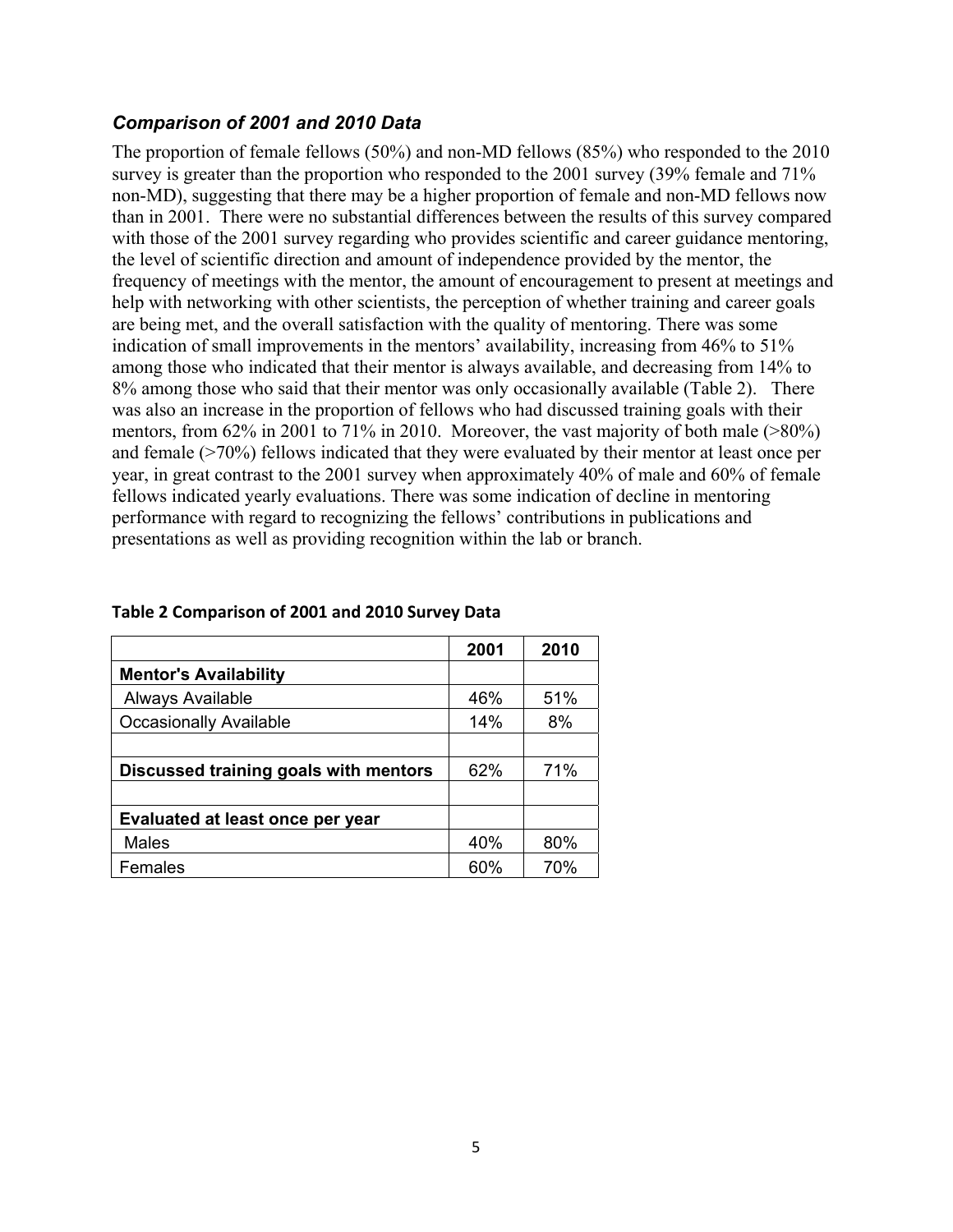### *Comparison of 2001 and 2010 Data*

The proportion of female fellows (50%) and non-MD fellows (85%) who responded to the 2010 survey is greater than the proportion who responded to the 2001 survey (39% female and 71% non-MD), suggesting that there may be a higher proportion of female and non-MD fellows now than in 2001. There were no substantial differences between the results of this survey compared with those of the 2001 survey regarding who provides scientific and career guidance mentoring, the level of scientific direction and amount of independence provided by the mentor, the frequency of meetings with the mentor, the amount of encouragement to present at meetings and help with networking with other scientists, the perception of whether training and career goals are being met, and the overall satisfaction with the quality of mentoring. There was some indication of small improvements in the mentors' availability, increasing from 46% to 51% among those who indicated that their mentor is always available, and decreasing from 14% to 8% among those who said that their mentor was only occasionally available (Table 2). There was also an increase in the proportion of fellows who had discussed training goals with their mentors, from 62% in 2001 to 71% in 2010. Moreover, the vast majority of both male (>80%) and female (>70%) fellows indicated that they were evaluated by their mentor at least once per year, in great contrast to the 2001 survey when approximately 40% of male and 60% of female fellows indicated yearly evaluations. There was some indication of decline in mentoring performance with regard to recognizing the fellows' contributions in publications and presentations as well as providing recognition within the lab or branch.

**Table 2 Comparison of 2001 and 2010 Survey Data**

| | 2001 | 2010 |
|---|---|---|
| **Mentor's Availability** | | |
| Always Available | 46% | 51% |
| Occasionally Available | 14% | 8% |
| | | |
| **Discussed training goals with mentors** | 62% | 71% |
| | | |
| **Evaluated at least once per year** | | |
| Males | 40% | 80% |
| Females | 60% | 70% |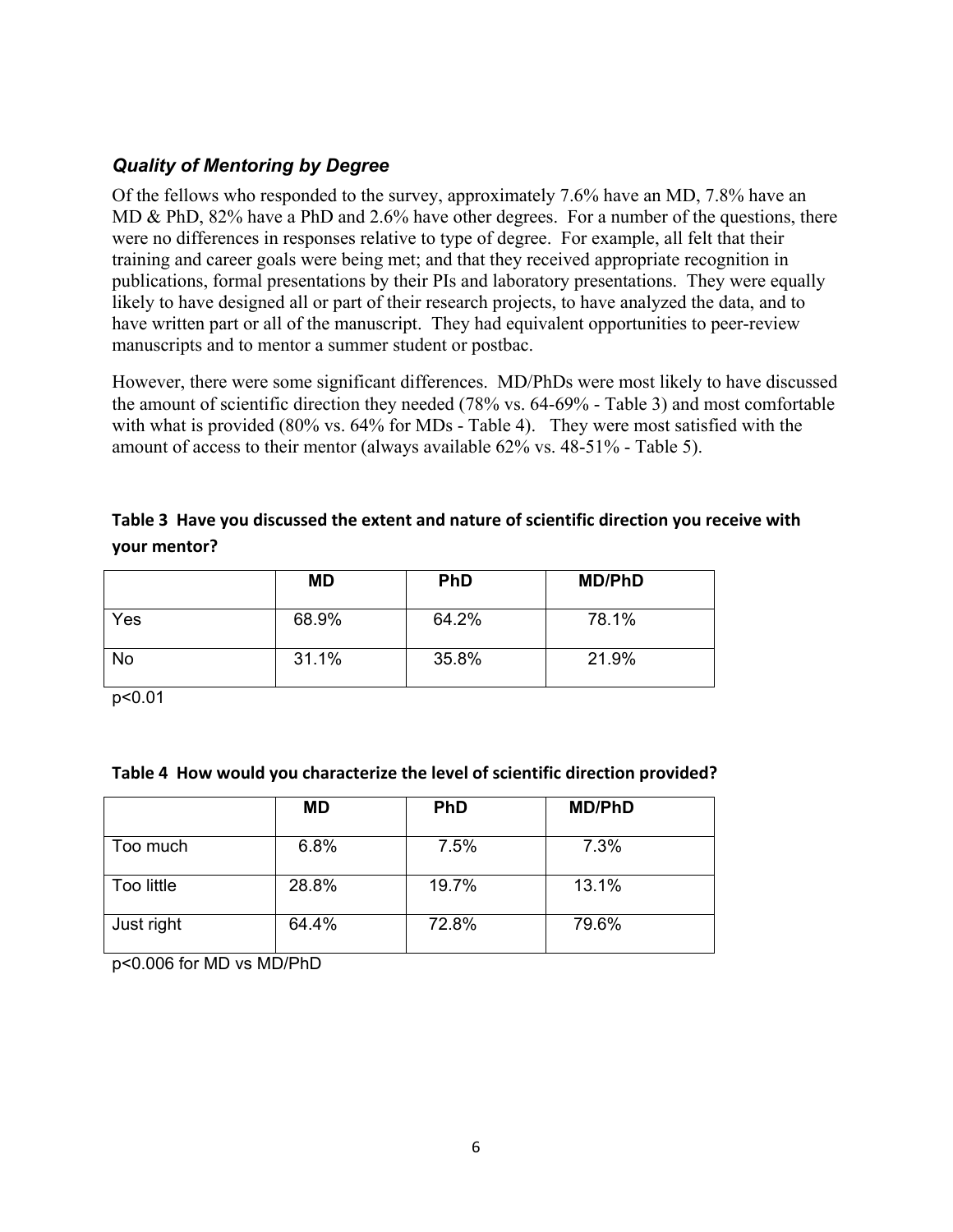### *Quality of Mentoring by Degree*

Of the fellows who responded to the survey, approximately 7.6% have an MD, 7.8% have an MD & PhD, 82% have a PhD and 2.6% have other degrees. For a number of the questions, there were no differences in responses relative to type of degree. For example, all felt that their training and career goals were being met; and that they received appropriate recognition in publications, formal presentations by their PIs and laboratory presentations. They were equally likely to have designed all or part of their research projects, to have analyzed the data, and to have written part or all of the manuscript. They had equivalent opportunities to peer-review manuscripts and to mentor a summer student or postbac.

However, there were some significant differences. MD/PhDs were most likely to have discussed the amount of scientific direction they needed (78% vs. 64-69% - Table 3) and most comfortable with what is provided (80% vs. 64% for MDs - Table 4). They were most satisfied with the amount of access to their mentor (always available 62% vs. 48-51% - Table 5).

**Table 3 Have you discussed the extent and nature of scientific direction you receive with your mentor?**

| | MD | PhD | MD/PhD |
|---|---|---|---|
| Yes | 68.9% | 64.2% | 78.1% |
| No | 31.1% | 35.8% | 21.9% |

$p<0.01$

**Table 4 How would you characterize the level of scientific direction provided?**

| | MD | PhD | MD/PhD |
|---|---|---|---|
| Too much | 6.8% | 7.5% | 7.3% |
| Too little | 28.8% | 19.7% | 13.1% |
| Just right | 64.4% | 72.8% | 79.6% |

$p<0.006$ for MD vs MD/PhD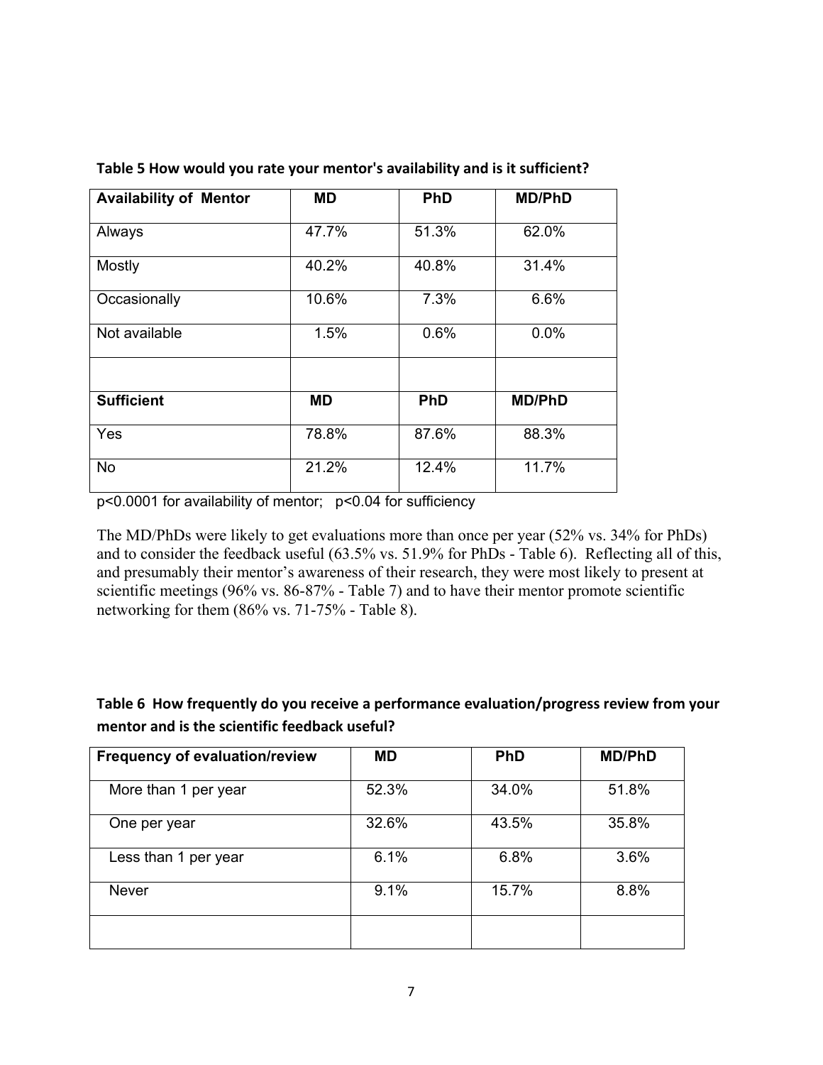**Table 5 How would you rate your mentor's availability and is it sufficient?**

| Availability of Mentor | MD | PhD | MD/PhD |
|---|---|---|---|
| Always | 47.7% | 51.3% | 62.0% |
| Mostly | 40.2% | 40.8% | 31.4% |
| Occasionally | 10.6% | 7.3% | 6.6% |
| Not available | 1.5% | 0.6% | 0.0% |
| | | | |
| **Sufficient** | **MD** | **PhD** | **MD/PhD** |
| Yes | 78.8% | 87.6% | 88.3% |
| No | 21.2% | 12.4% | 11.7% |

$p<0.0001$ for availability of mentor; $p<0.04$ for sufficiency

The MD/PhDs were likely to get evaluations more than once per year (52% vs. 34% for PhDs) and to consider the feedback useful (63.5% vs. 51.9% for PhDs - Table 6). Reflecting all of this, and presumably their mentor's awareness of their research, they were most likely to present at scientific meetings (96% vs. 86-87% - Table 7) and to have their mentor promote scientific networking for them (86% vs. 71-75% - Table 8).

**Table 6 How frequently do you receive a performance evaluation/progress review from your mentor and is the scientific feedback useful?**

| Frequency of evaluation/review | MD | PhD | MD/PhD |
|---|---|---|---|
| More than 1 per year | 52.3% | 34.0% | 51.8% |
| One per year | 32.6% | 43.5% | 35.8% |
| Less than 1 per year | 6.1% | 6.8% | 3.6% |
| Never | 9.1% | 15.7% | 8.8% |
| | | | |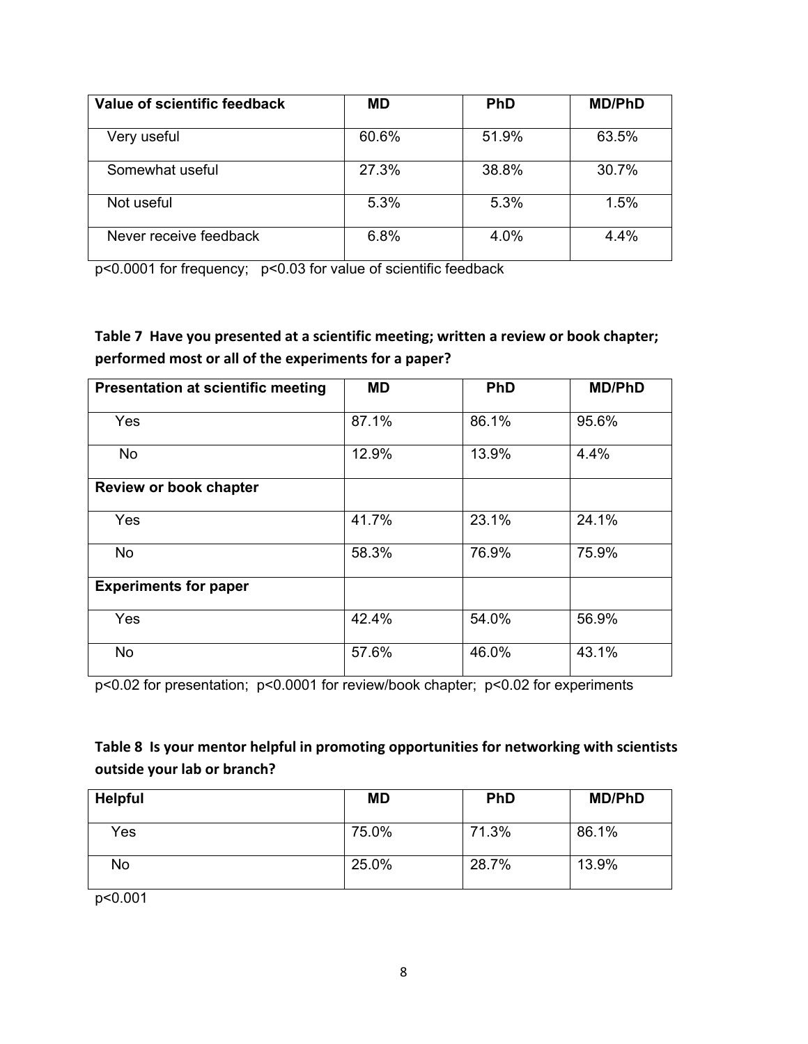| Value of scientific feedback | MD | PhD | MD/PhD |
|---|---|---|---|
| Very useful | 60.6% | 51.9% | 63.5% |
| Somewhat useful | 27.3% | 38.8% | 30.7% |
| Not useful | 5.3% | 5.3% | 1.5% |
| Never receive feedback | 6.8% | 4.0% | 4.4% |

$p<0.0001$ for frequency; $p<0.03$ for value of scientific feedback

**Table 7 Have you presented at a scientific meeting; written a review or book chapter; performed most or all of the experiments for a paper?**

| Presentation at scientific meeting | MD | PhD | MD/PhD |
|---|---|---|---|
| Yes | 87.1% | 86.1% | 95.6% |
| No | 12.9% | 13.9% | 4.4% |
| **Review or book chapter** | | | |
| Yes | 41.7% | 23.1% | 24.1% |
| No | 58.3% | 76.9% | 75.9% |
| **Experiments for paper** | | | |
| Yes | 42.4% | 54.0% | 56.9% |
| No | 57.6% | 46.0% | 43.1% |

$p<0.02$ for presentation; $p<0.0001$ for review/book chapter; $p<0.02$ for experiments

**Table 8 Is your mentor helpful in promoting opportunities for networking with scientists outside your lab or branch?**

| Helpful | MD | PhD | MD/PhD |
|---|---|---|---|
| Yes | 75.0% | 71.3% | 86.1% |
| No | 25.0% | 28.7% | 13.9% |

$p<0.001$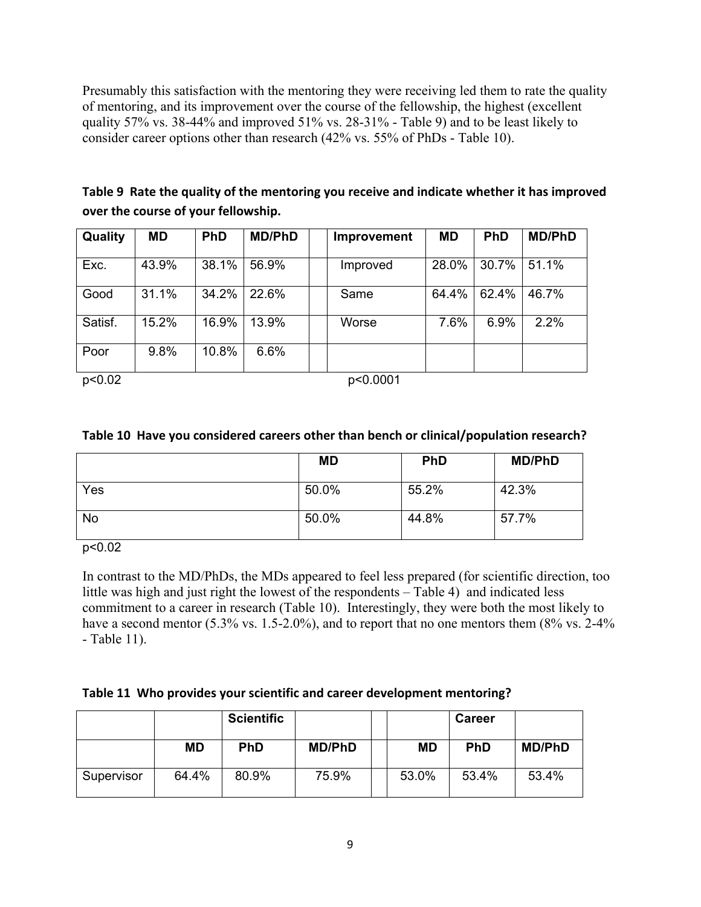Presumably this satisfaction with the mentoring they were receiving led them to rate the quality of mentoring, and its improvement over the course of the fellowship, the highest (excellent quality 57% vs. 38-44% and improved 51% vs. 28-31% - Table 9) and to be least likely to consider career options other than research (42% vs. 55% of PhDs - Table 10).

**Table 9 Rate the quality of the mentoring you receive and indicate whether it has improved over the course of your fellowship.**

| Quality | MD | PhD | MD/PhD | | Improvement | MD | PhD | MD/PhD |
|---|---|---|---|---|---|---|---|---|
| Exc. | 43.9% | 38.1% | 56.9% | | Improved | 28.0% | 30.7% | 51.1% |
| Good | 31.1% | 34.2% | 22.6% | | Same | 64.4% | 62.4% | 46.7% |
| Satisf. | 15.2% | 16.9% | 13.9% | | Worse | 7.6% | 6.9% | 2.2% |
| Poor | 9.8% | 10.8% | 6.6% | | | | | |

$p<0.02$ $p<0.0001$

**Table 10 Have you considered careers other than bench or clinical/population research?**

| | MD | PhD | MD/PhD |
|---|---|---|---|
| Yes | 50.0% | 55.2% | 42.3% |
| No | 50.0% | 44.8% | 57.7% |

$p<0.02$

In contrast to the MD/PhDs, the MDs appeared to feel less prepared (for scientific direction, too little was high and just right the lowest of the respondents – Table 4) and indicated less commitment to a career in research (Table 10). Interestingly, they were both the most likely to have a second mentor (5.3% vs. 1.5-2.0%), and to report that no one mentors them (8% vs. 2-4% - Table 11).

**Table 11 Who provides your scientific and career development mentoring?**

| | | Scientific | | | | Career | |
|---|---|---|---|---|---|---|---|
| | MD | PhD | MD/PhD | | MD | PhD | MD/PhD |
| Supervisor | 64.4% | 80.9% | 75.9% | | 53.0% | 53.4% | 53.4% |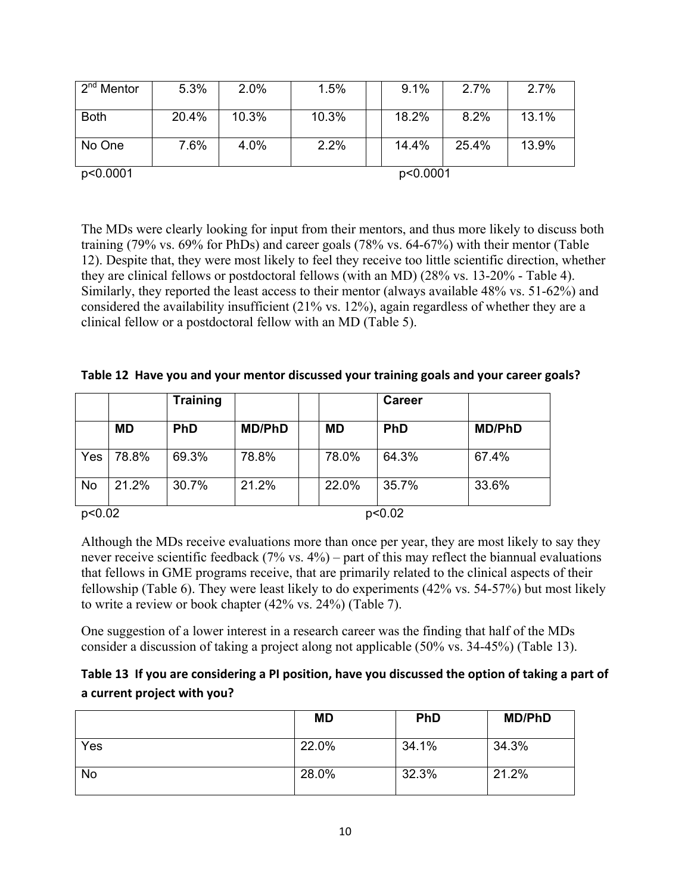| 2nd Mentor | 5.3% | 2.0% | 1.5% | | 9.1% | 2.7% | 2.7% |
|---|---|---|---|---|---|---|---|
| Both | 20.4% | 10.3% | 10.3% | | 18.2% | 8.2% | 13.1% |
| No One | 7.6% | 4.0% | 2.2% | | 14.4% | 25.4% | 13.9% |

p<0.0001 p<0.0001

The MDs were clearly looking for input from their mentors, and thus more likely to discuss both training (79% vs. 69% for PhDs) and career goals (78% vs. 64-67%) with their mentor (Table 12). Despite that, they were most likely to feel they receive too little scientific direction, whether they are clinical fellows or postdoctoral fellows (with an MD) (28% vs. 13-20% - Table 4). Similarly, they reported the least access to their mentor (always available 48% vs. 51-62%) and considered the availability insufficient (21% vs. 12%), again regardless of whether they are a clinical fellow or a postdoctoral fellow with an MD (Table 5).

**Table 12 Have you and your mentor discussed your training goals and your career goals?**

| | | Training | | | | Career | |
|---|---|---|---|---|---|---|---|
| | MD | PhD | MD/PhD | | MD | PhD | MD/PhD |
| Yes | 78.8% | 69.3% | 78.8% | | 78.0% | 64.3% | 67.4% |
| No | 21.2% | 30.7% | 21.2% | | 22.0% | 35.7% | 33.6% |

p<0.02 p<0.02

Although the MDs receive evaluations more than once per year, they are most likely to say they never receive scientific feedback (7% vs. 4%) – part of this may reflect the biannual evaluations that fellows in GME programs receive, that are primarily related to the clinical aspects of their fellowship (Table 6). They were least likely to do experiments (42% vs. 54-57%) but most likely to write a review or book chapter (42% vs. 24%) (Table 7).

One suggestion of a lower interest in a research career was the finding that half of the MDs consider a discussion of taking a project along not applicable (50% vs. 34-45%) (Table 13).

**Table 13 If you are considering a PI position, have you discussed the option of taking a part of a current project with you?**

| | MD | PhD | MD/PhD |
|---|---|---|---|
| Yes | 22.0% | 34.1% | 34.3% |
| No | 28.0% | 32.3% | 21.2% |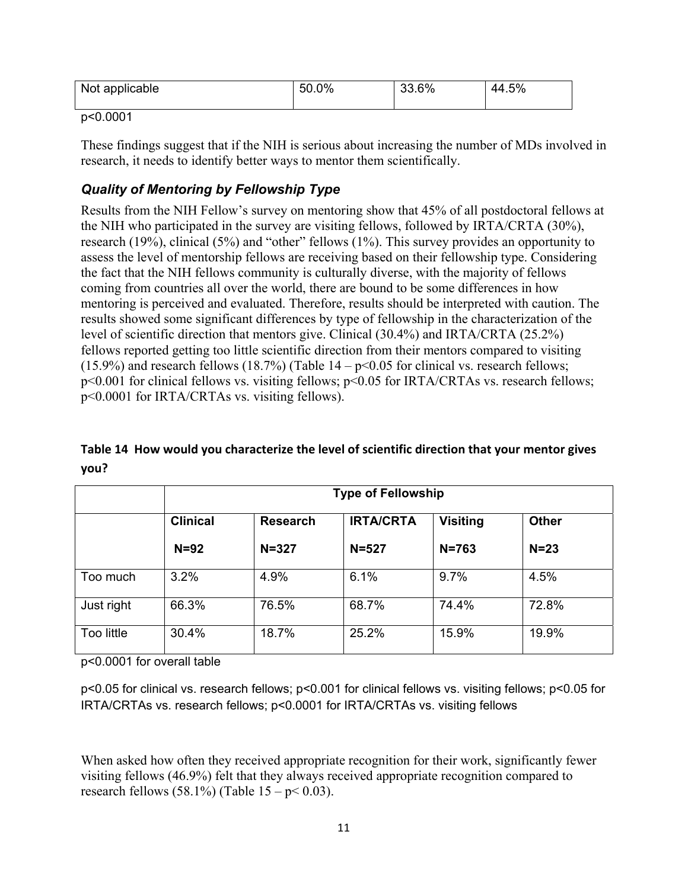| Not applicable | 50.0% | 33.6% | 44.5% |
|---|---|---|---|

$p<0.0001$

These findings suggest that if the NIH is serious about increasing the number of MDs involved in research, it needs to identify better ways to mentor them scientifically.

### *Quality of Mentoring by Fellowship Type*

Results from the NIH Fellow's survey on mentoring show that 45% of all postdoctoral fellows at the NIH who participated in the survey are visiting fellows, followed by IRTA/CRTA (30%), research (19%), clinical (5%) and "other" fellows (1%). This survey provides an opportunity to assess the level of mentorship fellows are receiving based on their fellowship type. Considering the fact that the NIH fellows community is culturally diverse, with the majority of fellows coming from countries all over the world, there are bound to be some differences in how mentoring is perceived and evaluated. Therefore, results should be interpreted with caution. The results showed some significant differences by type of fellowship in the characterization of the level of scientific direction that mentors give. Clinical (30.4%) and IRTA/CRTA (25.2%) fellows reported getting too little scientific direction from their mentors compared to visiting (15.9%) and research fellows (18.7%) (Table 14 – $p<0.05$ for clinical vs. research fellows; $p<0.001$ for clinical fellows vs. visiting fellows; $p<0.05$ for IRTA/CRTAs vs. research fellows; $p<0.0001$ for IRTA/CRTAs vs. visiting fellows).

**Table 14 How would you characterize the level of scientific direction that your mentor gives you?**

| | Type of Fellowship | | | | |
|---|---|---|---|---|---|
| | **Clinical N=92** | **Research N=327** | **IRTA/CRTA N=527** | **Visiting N=763** | **Other N=23** |
| Too much | 3.2% | 4.9% | 6.1% | 9.7% | 4.5% |
| Just right | 66.3% | 76.5% | 68.7% | 74.4% | 72.8% |
| Too little | 30.4% | 18.7% | 25.2% | 15.9% | 19.9% |

$p<0.0001$ for overall table

$p<0.05$ for clinical vs. research fellows; $p<0.001$ for clinical fellows vs. visiting fellows; $p<0.05$ for IRTA/CRTAs vs. research fellows; $p<0.0001$ for IRTA/CRTAs vs. visiting fellows

When asked how often they received appropriate recognition for their work, significantly fewer visiting fellows (46.9%) felt that they always received appropriate recognition compared to research fellows (58.1%) (Table 15 – $p< 0.03$).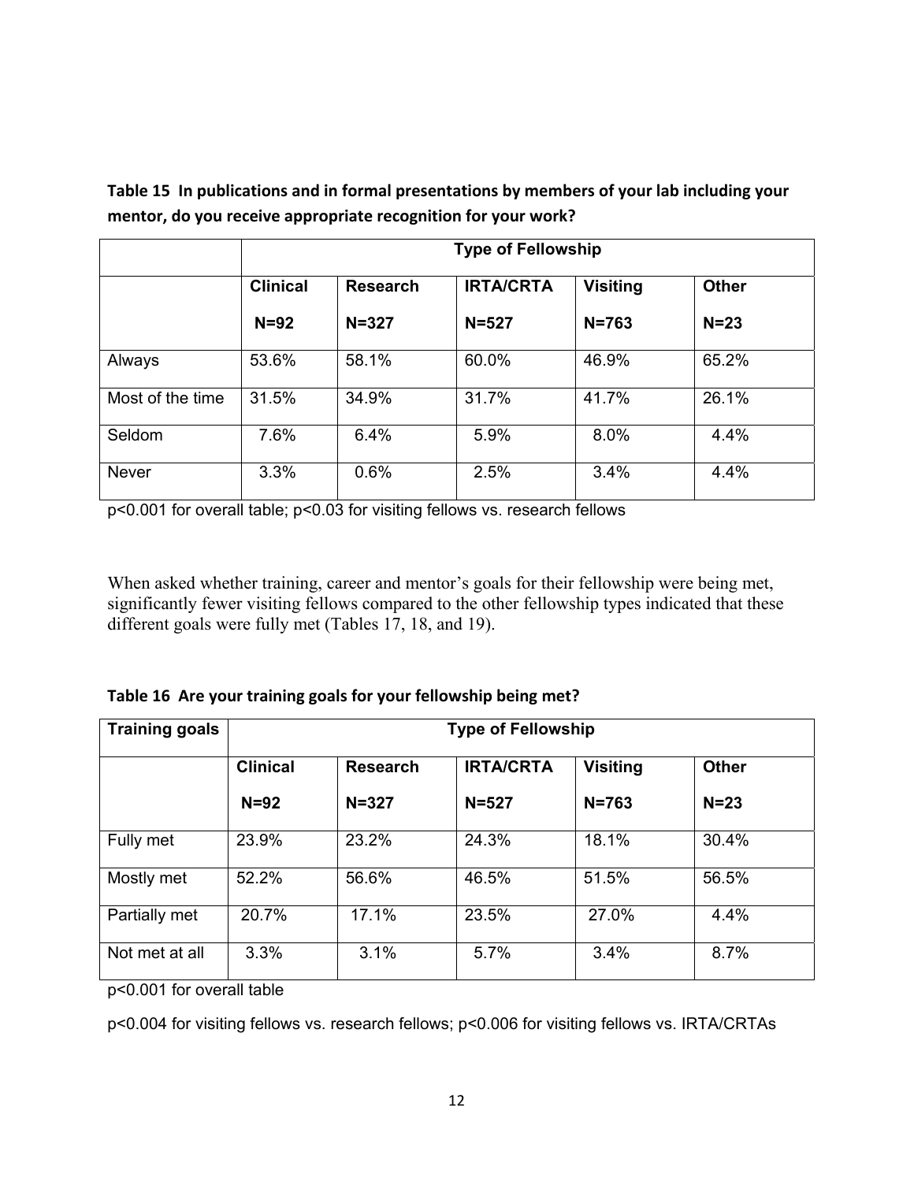**Table 15 In publications and in formal presentations by members of your lab including your mentor, do you receive appropriate recognition for your work?**

| | Type of Fellowship | | | | |
|---|---|---|---|---|---|
| | **Clinical** N=92 | **Research** N=327 | **IRTA/CRTA** N=527 | **Visiting** N=763 | **Other** N=23 |
| Always | 53.6% | 58.1% | 60.0% | 46.9% | 65.2% |
| Most of the time | 31.5% | 34.9% | 31.7% | 41.7% | 26.1% |
| Seldom | 7.6% | 6.4% | 5.9% | 8.0% | 4.4% |
| Never | 3.3% | 0.6% | 2.5% | 3.4% | 4.4% |

$p<0.001$ for overall table; $p<0.03$ for visiting fellows vs. research fellows

When asked whether training, career and mentor's goals for their fellowship were being met, significantly fewer visiting fellows compared to the other fellowship types indicated that these different goals were fully met (Tables 17, 18, and 19).

**Table 16 Are your training goals for your fellowship being met?**

| **Training goals** | Type of Fellowship | | | | |
|---|---|---|---|---|---|
| | **Clinical** N=92 | **Research** N=327 | **IRTA/CRTA** N=527 | **Visiting** N=763 | **Other** N=23 |
| Fully met | 23.9% | 23.2% | 24.3% | 18.1% | 30.4% |
| Mostly met | 52.2% | 56.6% | 46.5% | 51.5% | 56.5% |
| Partially met | 20.7% | 17.1% | 23.5% | 27.0% | 4.4% |
| Not met at all | 3.3% | 3.1% | 5.7% | 3.4% | 8.7% |

$p<0.001$ for overall table

$p<0.004$ for visiting fellows vs. research fellows; $p<0.006$ for visiting fellows vs. IRTA/CRTAs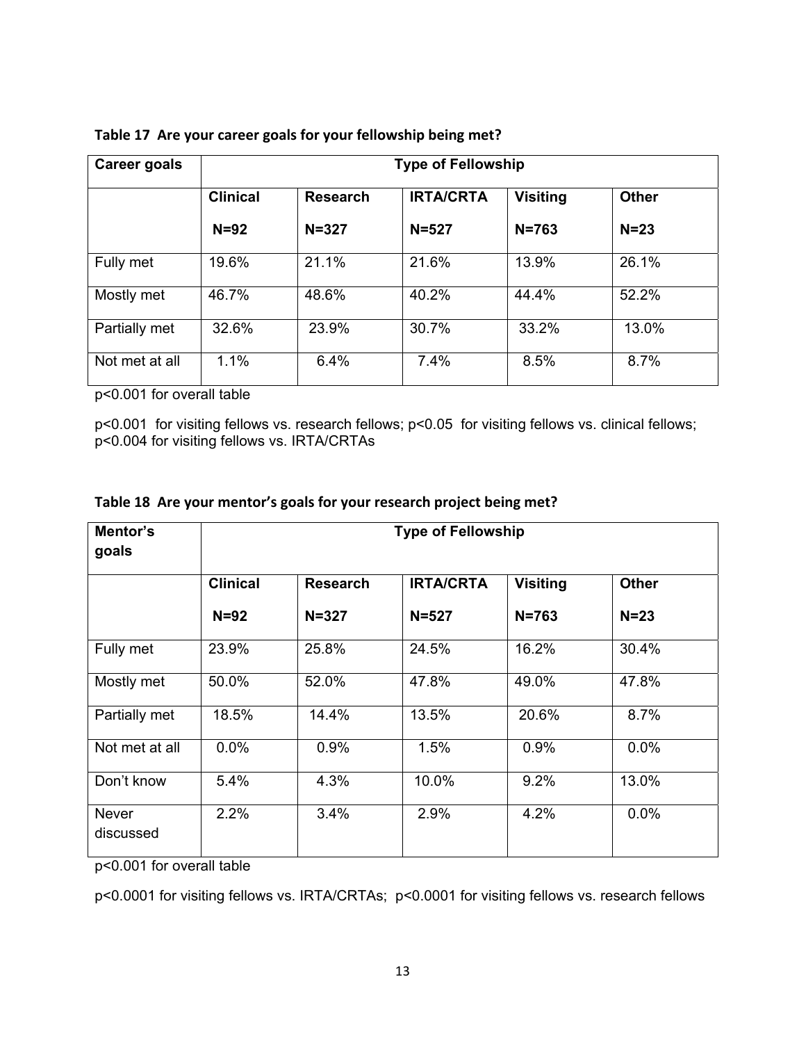**Table 17 Are your career goals for your fellowship being met?**

| Career goals | Type of Fellowship | | | | |
|---|---|---|---|---|---|
| | **Clinical** N=92 | **Research** N=327 | **IRTA/CRTA** N=527 | **Visiting** N=763 | **Other** N=23 |
| Fully met | 19.6% | 21.1% | 21.6% | 13.9% | 26.1% |
| Mostly met | 46.7% | 48.6% | 40.2% | 44.4% | 52.2% |
| Partially met | 32.6% | 23.9% | 30.7% | 33.2% | 13.0% |
| Not met at all | 1.1% | 6.4% | 7.4% | 8.5% | 8.7% |

$p<0.001$ for overall table

$p<0.001$ for visiting fellows vs. research fellows; $p<0.05$ for visiting fellows vs. clinical fellows; $p<0.004$ for visiting fellows vs. IRTA/CRTAs

**Table 18 Are your mentor's goals for your research project being met?**

| Mentor's goals | Type of Fellowship | | | | |
|---|---|---|---|---|---|
| | **Clinical** N=92 | **Research** N=327 | **IRTA/CRTA** N=527 | **Visiting** N=763 | **Other** N=23 |
| Fully met | 23.9% | 25.8% | 24.5% | 16.2% | 30.4% |
| Mostly met | 50.0% | 52.0% | 47.8% | 49.0% | 47.8% |
| Partially met | 18.5% | 14.4% | 13.5% | 20.6% | 8.7% |
| Not met at all | 0.0% | 0.9% | 1.5% | 0.9% | 0.0% |
| Don't know | 5.4% | 4.3% | 10.0% | 9.2% | 13.0% |
| Never discussed | 2.2% | 3.4% | 2.9% | 4.2% | 0.0% |

$p<0.001$ for overall table

$p<0.0001$ for visiting fellows vs. IRTA/CRTAs; $p<0.0001$ for visiting fellows vs. research fellows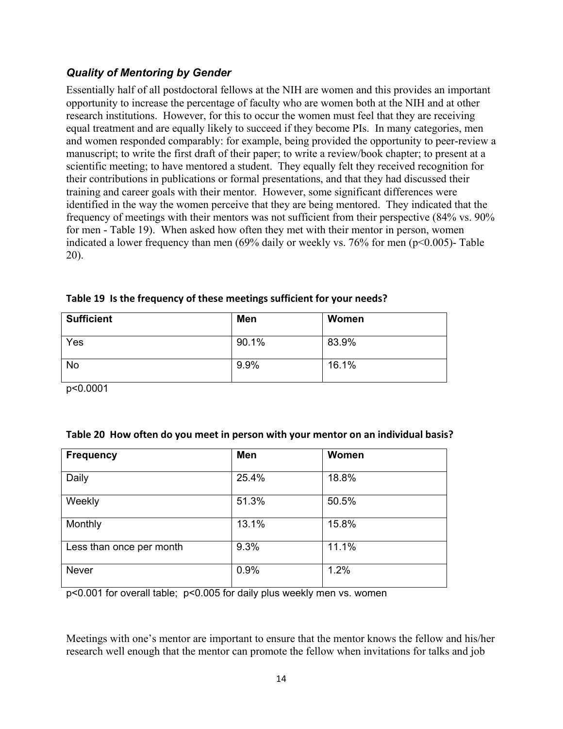### *Quality of Mentoring by Gender*

Essentially half of all postdoctoral fellows at the NIH are women and this provides an important opportunity to increase the percentage of faculty who are women both at the NIH and at other research institutions. However, for this to occur the women must feel that they are receiving equal treatment and are equally likely to succeed if they become PIs. In many categories, men and women responded comparably: for example, being provided the opportunity to peer-review a manuscript; to write the first draft of their paper; to write a review/book chapter; to present at a scientific meeting; to have mentored a student. They equally felt they received recognition for their contributions in publications or formal presentations, and that they had discussed their training and career goals with their mentor. However, some significant differences were identified in the way the women perceive that they are being mentored. They indicated that the frequency of meetings with their mentors was not sufficient from their perspective (84% vs. 90% for men - Table 19). When asked how often they met with their mentor in person, women indicated a lower frequency than men (69% daily or weekly vs. 76% for men ($p<0.005$)- Table 20).

**Table 19 Is the frequency of these meetings sufficient for your needs?**

| Sufficient | Men | Women |
|---|---|---|
| Yes | 90.1% | 83.9% |
| No | 9.9% | 16.1% |

$p<0.0001$

**Table 20 How often do you meet in person with your mentor on an individual basis?**

| Frequency | Men | Women |
|---|---|---|
| Daily | 25.4% | 18.8% |
| Weekly | 51.3% | 50.5% |
| Monthly | 13.1% | 15.8% |
| Less than once per month | 9.3% | 11.1% |
| Never | 0.9% | 1.2% |

$p<0.001$ for overall table; $p<0.005$ for daily plus weekly men vs. women

Meetings with one's mentor are important to ensure that the mentor knows the fellow and his/her research well enough that the mentor can promote the fellow when invitations for talks and job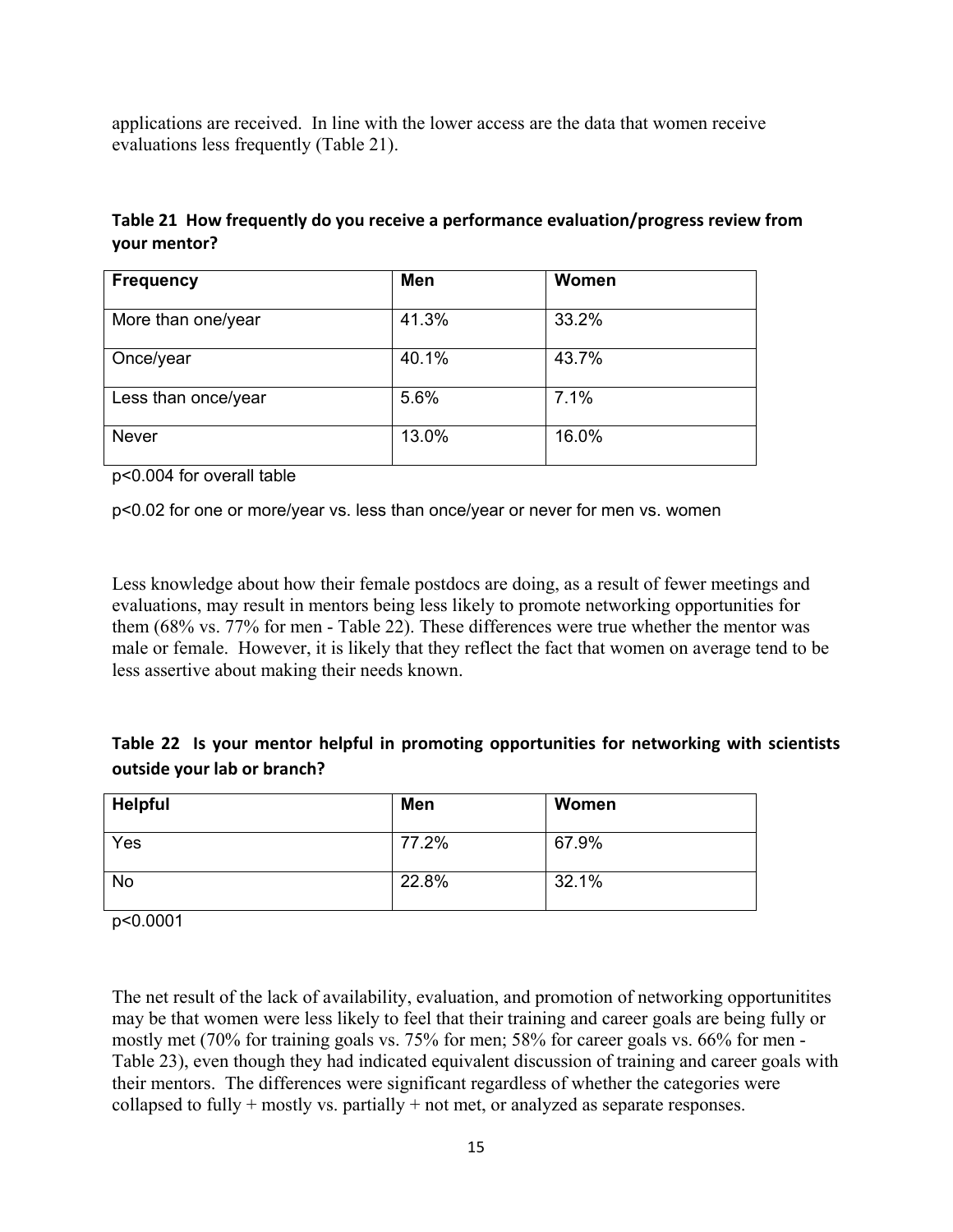applications are received. In line with the lower access are the data that women receive evaluations less frequently (Table 21).

**Table 21 How frequently do you receive a performance evaluation/progress review from your mentor?**

| Frequency | Men | Women |
|---|---|---|
| More than one/year | 41.3% | 33.2% |
| Once/year | 40.1% | 43.7% |
| Less than once/year | 5.6% | 7.1% |
| Never | 13.0% | 16.0% |

$p<0.004$ for overall table

$p<0.02$ for one or more/year vs. less than once/year or never for men vs. women

Less knowledge about how their female postdocs are doing, as a result of fewer meetings and evaluations, may result in mentors being less likely to promote networking opportunities for them (68% vs. 77% for men - Table 22). These differences were true whether the mentor was male or female. However, it is likely that they reflect the fact that women on average tend to be less assertive about making their needs known.

**Table 22 Is your mentor helpful in promoting opportunities for networking with scientists outside your lab or branch?**

| Helpful | Men | Women |
|---|---|---|
| Yes | 77.2% | 67.9% |
| No | 22.8% | 32.1% |

$p<0.0001$

The net result of the lack of availability, evaluation, and promotion of networking opportunitites may be that women were less likely to feel that their training and career goals are being fully or mostly met (70% for training goals vs. 75% for men; 58% for career goals vs. 66% for men - Table 23), even though they had indicated equivalent discussion of training and career goals with their mentors. The differences were significant regardless of whether the categories were collapsed to fully + mostly vs. partially + not met, or analyzed as separate responses.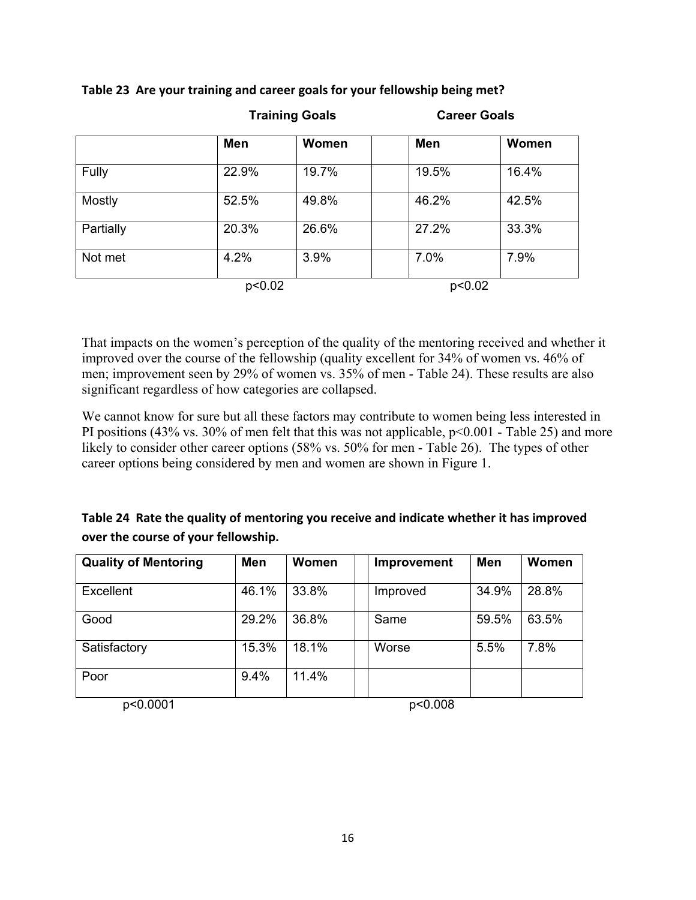**Table 23 Are your training and career goals for your fellowship being met?**

| | Training Goals | | | Career Goals | |
|---|---|---|---|---|---|
| | Men | Women | | Men | Women |
| Fully | 22.9% | 19.7% | | 19.5% | 16.4% |
| Mostly | 52.5% | 49.8% | | 46.2% | 42.5% |
| Partially | 20.3% | 26.6% | | 27.2% | 33.3% |
| Not met | 4.2% | 3.9% | | 7.0% | 7.9% |
| | $p<0.02$ | | | $p<0.02$ | |

That impacts on the women's perception of the quality of the mentoring received and whether it improved over the course of the fellowship (quality excellent for 34% of women vs. 46% of men; improvement seen by 29% of women vs. 35% of men - Table 24). These results are also significant regardless of how categories are collapsed.

We cannot know for sure but all these factors may contribute to women being less interested in PI positions (43% vs. 30% of men felt that this was not applicable, $p<0.001$ - Table 25) and more likely to consider other career options (58% vs. 50% for men - Table 26). The types of other career options being considered by men and women are shown in Figure 1.

**Table 24 Rate the quality of mentoring you receive and indicate whether it has improved over the course of your fellowship.**

| Quality of Mentoring | Men | Women | | Improvement | Men | Women |
|---|---|---|---|---|---|---|
| Excellent | 46.1% | 33.8% | | Improved | 34.9% | 28.8% |
| Good | 29.2% | 36.8% | | Same | 59.5% | 63.5% |
| Satisfactory | 15.3% | 18.1% | | Worse | 5.5% | 7.8% |
| Poor | 9.4% | 11.4% | | | | |
| $p<0.0001$ | | | | $p<0.008$ | | |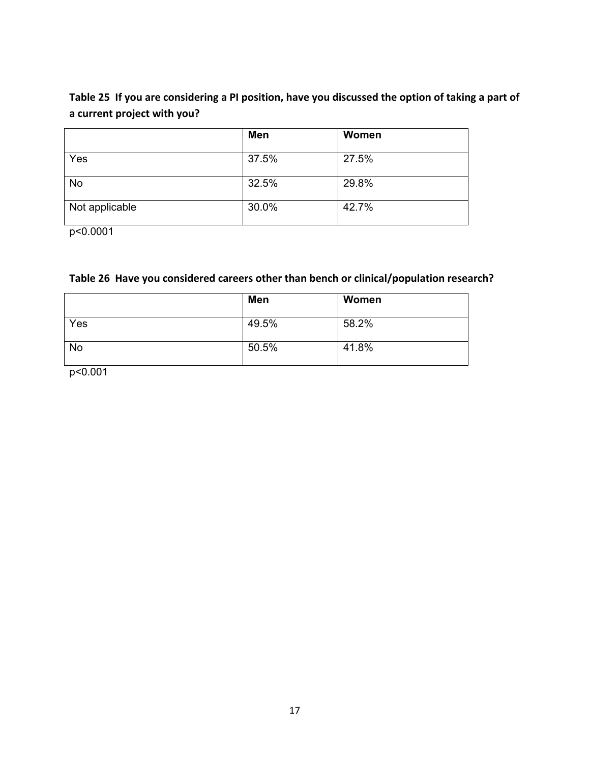**Table 25 If you are considering a PI position, have you discussed the option of taking a part of a current project with you?**

| | Men | Women |
|---|---|---|
| Yes | 37.5% | 27.5% |
| No | 32.5% | 29.8% |
| Not applicable | 30.0% | 42.7% |

$p<0.0001$

**Table 26 Have you considered careers other than bench or clinical/population research?**

| | Men | Women |
|---|---|---|
| Yes | 49.5% | 58.2% |
| No | 50.5% | 41.8% |

$p<0.001$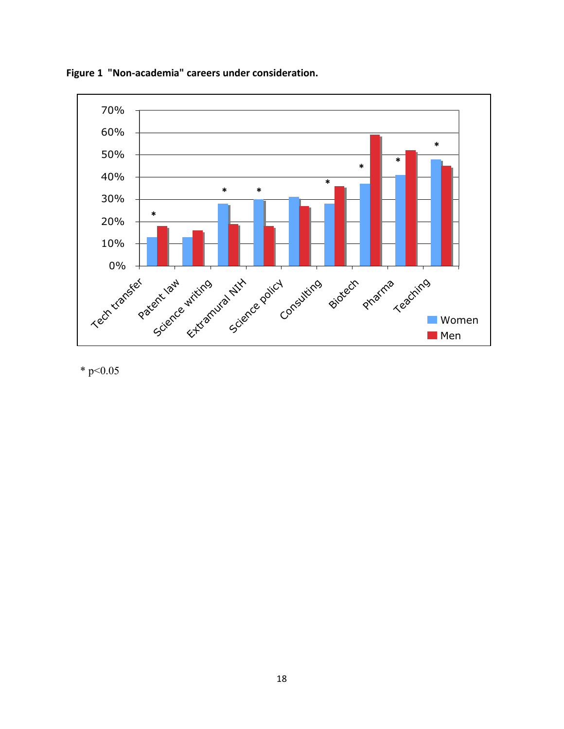**Figure 1 "Non-academia" careers under consideration.**

* p<0.05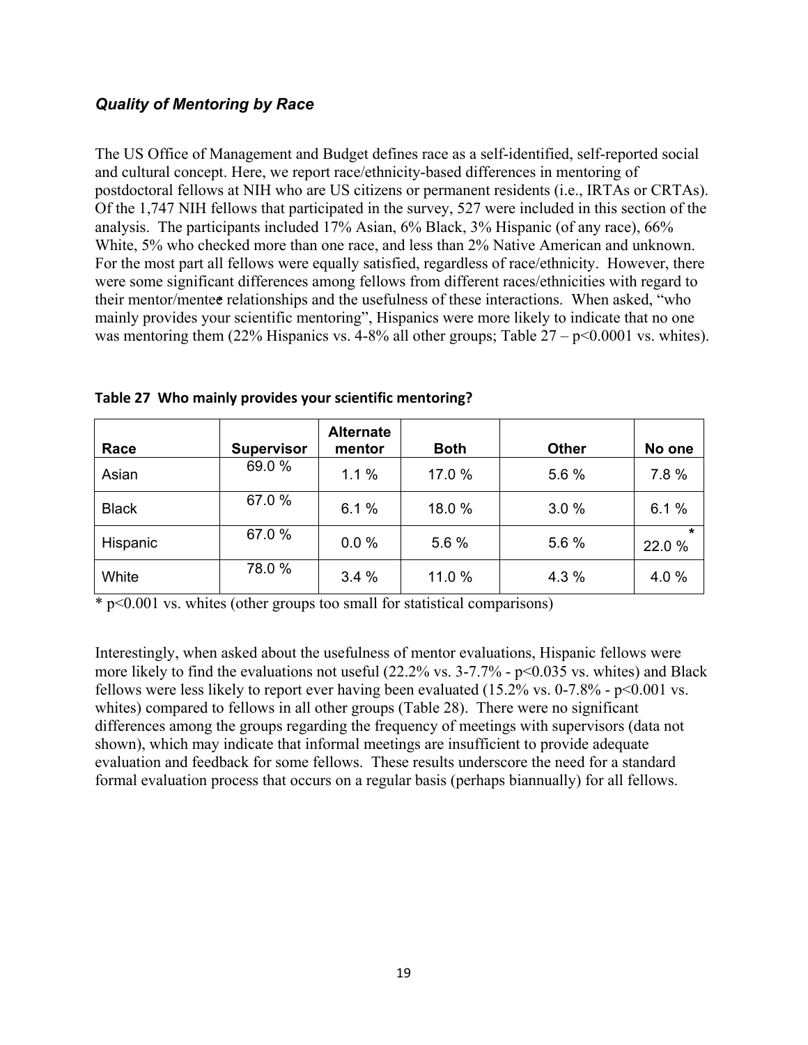### *Quality of Mentoring by Race*

The US Office of Management and Budget defines race as a self-identified, self-reported social and cultural concept. Here, we report race/ethnicity-based differences in mentoring of postdoctoral fellows at NIH who are US citizens or permanent residents (i.e., IRTAs or CRTAs). Of the 1,747 NIH fellows that participated in the survey, 527 were included in this section of the analysis. The participants included 17% Asian, 6% Black, 3% Hispanic (of any race), 66% White, 5% who checked more than one race, and less than 2% Native American and unknown. For the most part all fellows were equally satisfied, regardless of race/ethnicity. However, there were some significant differences among fellows from different races/ethnicities with regard to their mentor/mentee relationships and the usefulness of these interactions. When asked, "who mainly provides your scientific mentoring", Hispanics were more likely to indicate that no one was mentoring them (22% Hispanics vs. 4-8% all other groups; Table 27 – $p<0.0001$ vs. whites).

**Table 27 Who mainly provides your scientific mentoring?**

| Race | Supervisor | Alternate mentor | Both | Other | No one |
|---|---|---|---|---|---|
| Asian | 69.0 % | 1.1 % | 17.0 % | 5.6 % | 7.8 % |
| Black | 67.0 % | 6.1 % | 18.0 % | 3.0 % | 6.1 % |
| Hispanic | 67.0 % | 0.0 % | 5.6 % | 5.6 % | 22.0 % * |
| White | 78.0 % | 3.4 % | 11.0 % | 4.3 % | 4.0 % |

* $p<0.001$ vs. whites (other groups too small for statistical comparisons)

Interestingly, when asked about the usefulness of mentor evaluations, Hispanic fellows were more likely to find the evaluations not useful (22.2% vs. 3-7.7% - $p<0.035$ vs. whites) and Black fellows were less likely to report ever having been evaluated (15.2% vs. 0-7.8% - $p<0.001$ vs. whites) compared to fellows in all other groups (Table 28). There were no significant differences among the groups regarding the frequency of meetings with supervisors (data not shown), which may indicate that informal meetings are insufficient to provide adequate evaluation and feedback for some fellows. These results underscore the need for a standard formal evaluation process that occurs on a regular basis (perhaps biannually) for all fellows.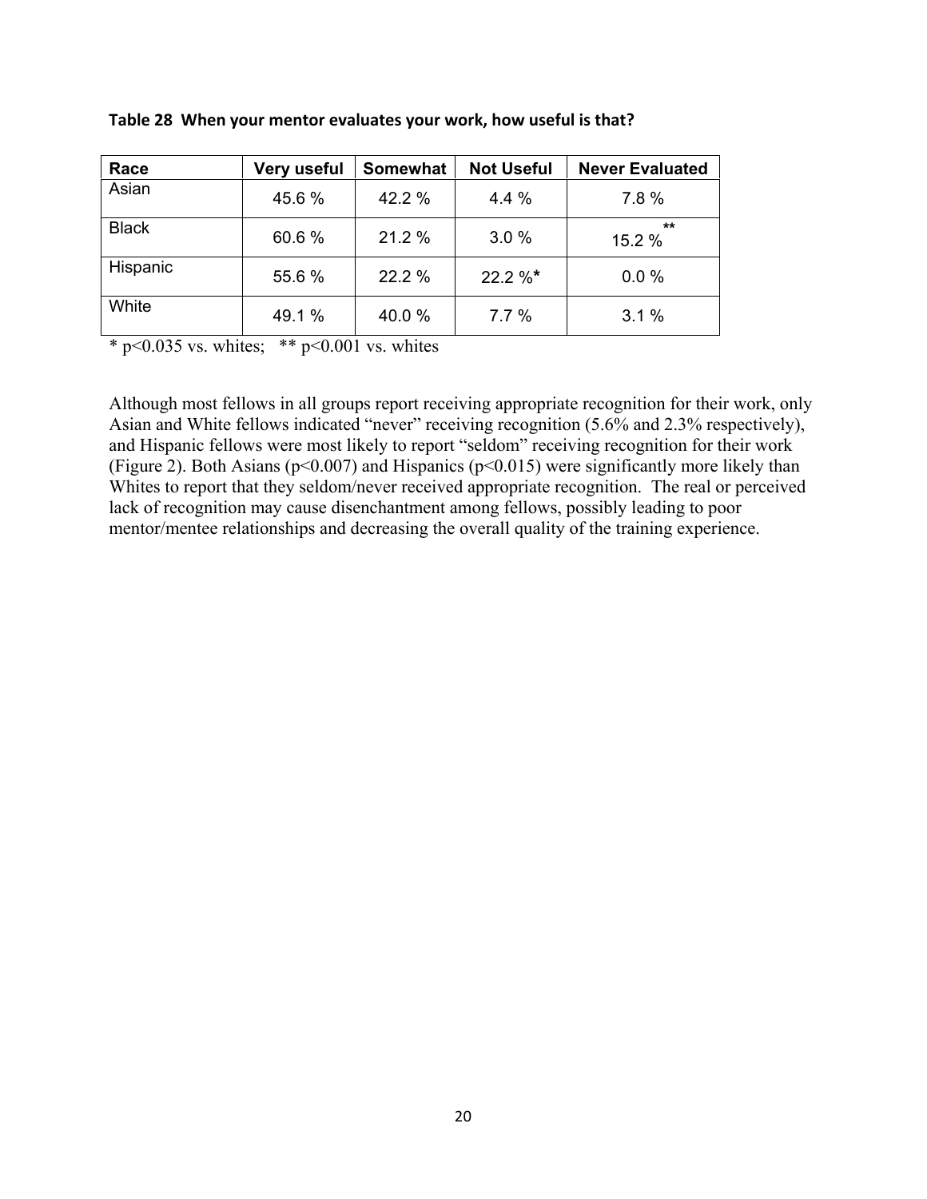**Table 28 When your mentor evaluates your work, how useful is that?**

| Race | Very useful | Somewhat | Not Useful | Never Evaluated |
|---|---|---|---|---|
| Asian | 45.6 % | 42.2 % | 4.4 % | 7.8 % |
| Black | 60.6 % | 21.2 % | 3.0 % | 15.2 %** |
| Hispanic | 55.6 % | 22.2 % | 22.2 %* | 0.0 % |
| White | 49.1 % | 40.0 % | 7.7 % | 3.1 % |

* $p<0.035$ vs. whites; ** $p<0.001$ vs. whites

Although most fellows in all groups report receiving appropriate recognition for their work, only Asian and White fellows indicated "never" receiving recognition (5.6% and 2.3% respectively), and Hispanic fellows were most likely to report "seldom" receiving recognition for their work (Figure 2). Both Asians ($p<0.007$) and Hispanics ($p<0.015$) were significantly more likely than Whites to report that they seldom/never received appropriate recognition. The real or perceived lack of recognition may cause disenchantment among fellows, possibly leading to poor mentor/mentee relationships and decreasing the overall quality of the training experience.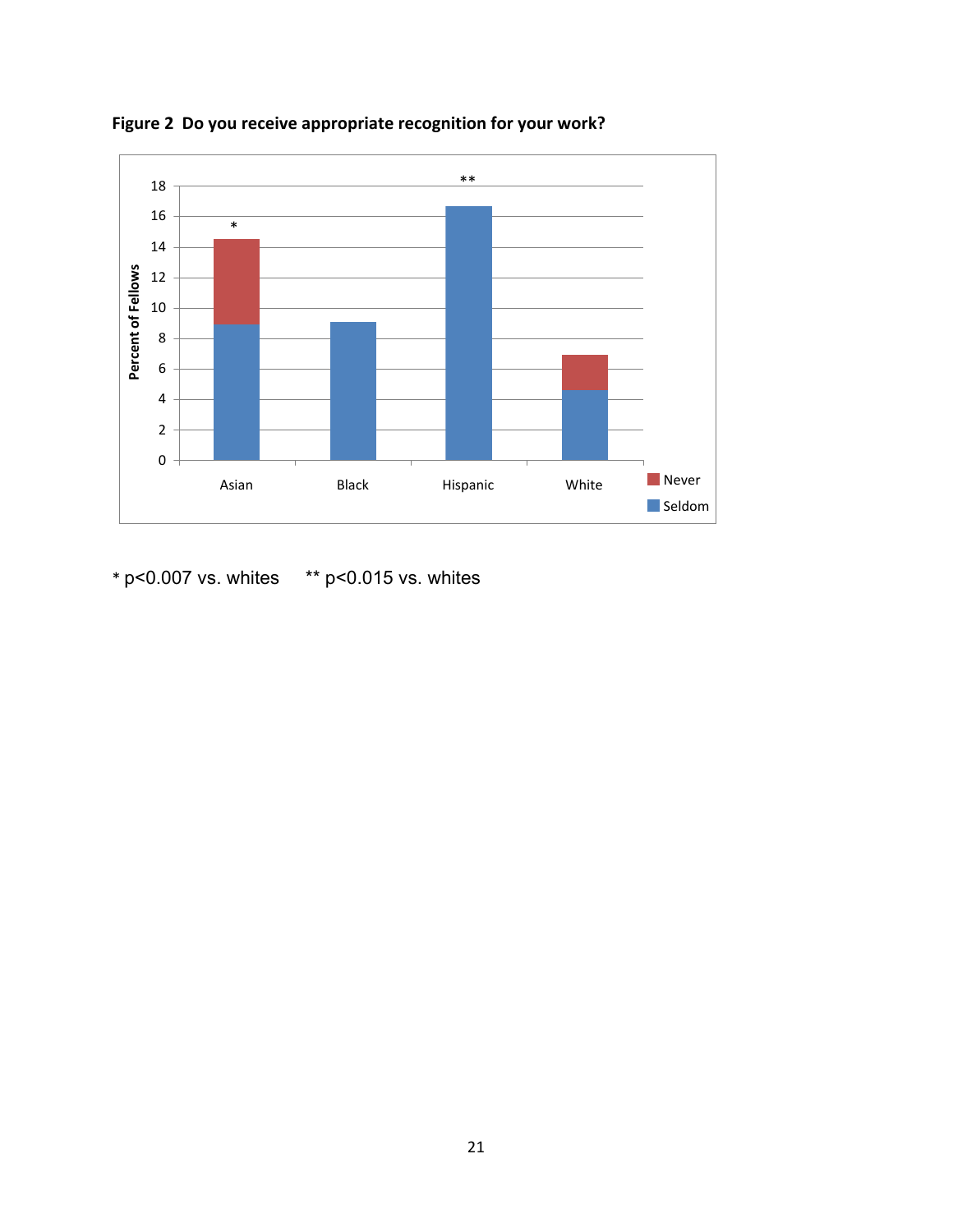**Figure 2 Do you receive appropriate recognition for your work?**

* p<0.007 vs. whites ** p<0.015 vs. whites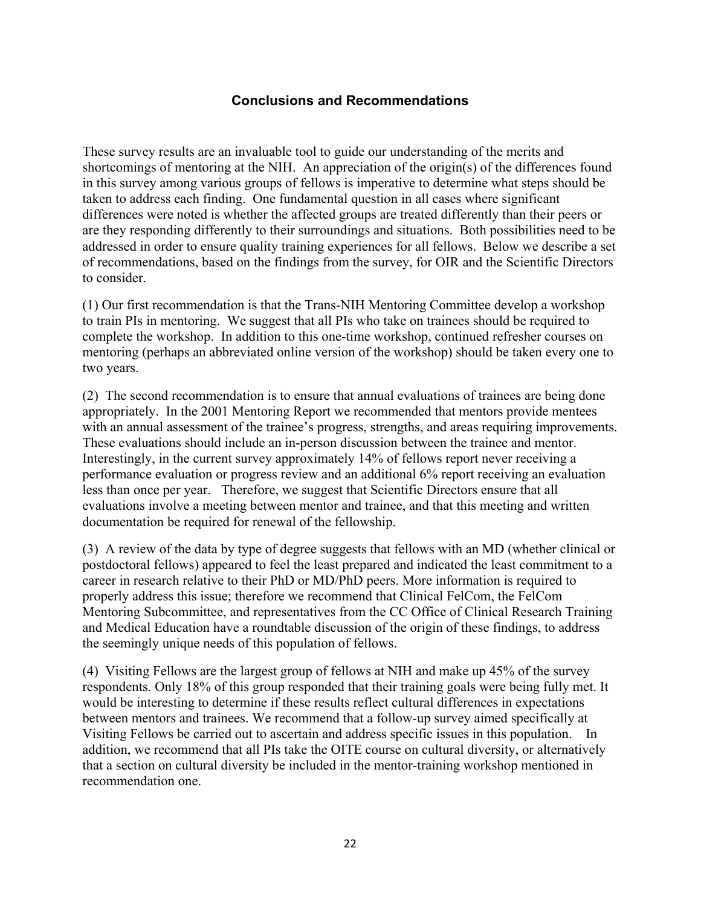## Conclusions and Recommendations

These survey results are an invaluable tool to guide our understanding of the merits and shortcomings of mentoring at the NIH. An appreciation of the origin(s) of the differences found in this survey among various groups of fellows is imperative to determine what steps should be taken to address each finding. One fundamental question in all cases where significant differences were noted is whether the affected groups are treated differently than their peers or are they responding differently to their surroundings and situations. Both possibilities need to be addressed in order to ensure quality training experiences for all fellows. Below we describe a set of recommendations, based on the findings from the survey, for OIR and the Scientific Directors to consider.

(1) Our first recommendation is that the Trans-NIH Mentoring Committee develop a workshop to train PIs in mentoring. We suggest that all PIs who take on trainees should be required to complete the workshop. In addition to this one-time workshop, continued refresher courses on mentoring (perhaps an abbreviated online version of the workshop) should be taken every one to two years.

(2) The second recommendation is to ensure that annual evaluations of trainees are being done appropriately. In the 2001 Mentoring Report we recommended that mentors provide mentees with an annual assessment of the trainee's progress, strengths, and areas requiring improvements. These evaluations should include an in-person discussion between the trainee and mentor. Interestingly, in the current survey approximately 14% of fellows report never receiving a performance evaluation or progress review and an additional 6% report receiving an evaluation less than once per year. Therefore, we suggest that Scientific Directors ensure that all evaluations involve a meeting between mentor and trainee, and that this meeting and written documentation be required for renewal of the fellowship.

(3) A review of the data by type of degree suggests that fellows with an MD (whether clinical or postdoctoral fellows) appeared to feel the least prepared and indicated the least commitment to a career in research relative to their PhD or MD/PhD peers. More information is required to properly address this issue; therefore we recommend that Clinical FelCom, the FelCom Mentoring Subcommittee, and representatives from the CC Office of Clinical Research Training and Medical Education have a roundtable discussion of the origin of these findings, to address the seemingly unique needs of this population of fellows.

(4) Visiting Fellows are the largest group of fellows at NIH and make up 45% of the survey respondents. Only 18% of this group responded that their training goals were being fully met. It would be interesting to determine if these results reflect cultural differences in expectations between mentors and trainees. We recommend that a follow-up survey aimed specifically at Visiting Fellows be carried out to ascertain and address specific issues in this population. In addition, we recommend that all PIs take the OITE course on cultural diversity, or alternatively that a section on cultural diversity be included in the mentor-training workshop mentioned in recommendation one.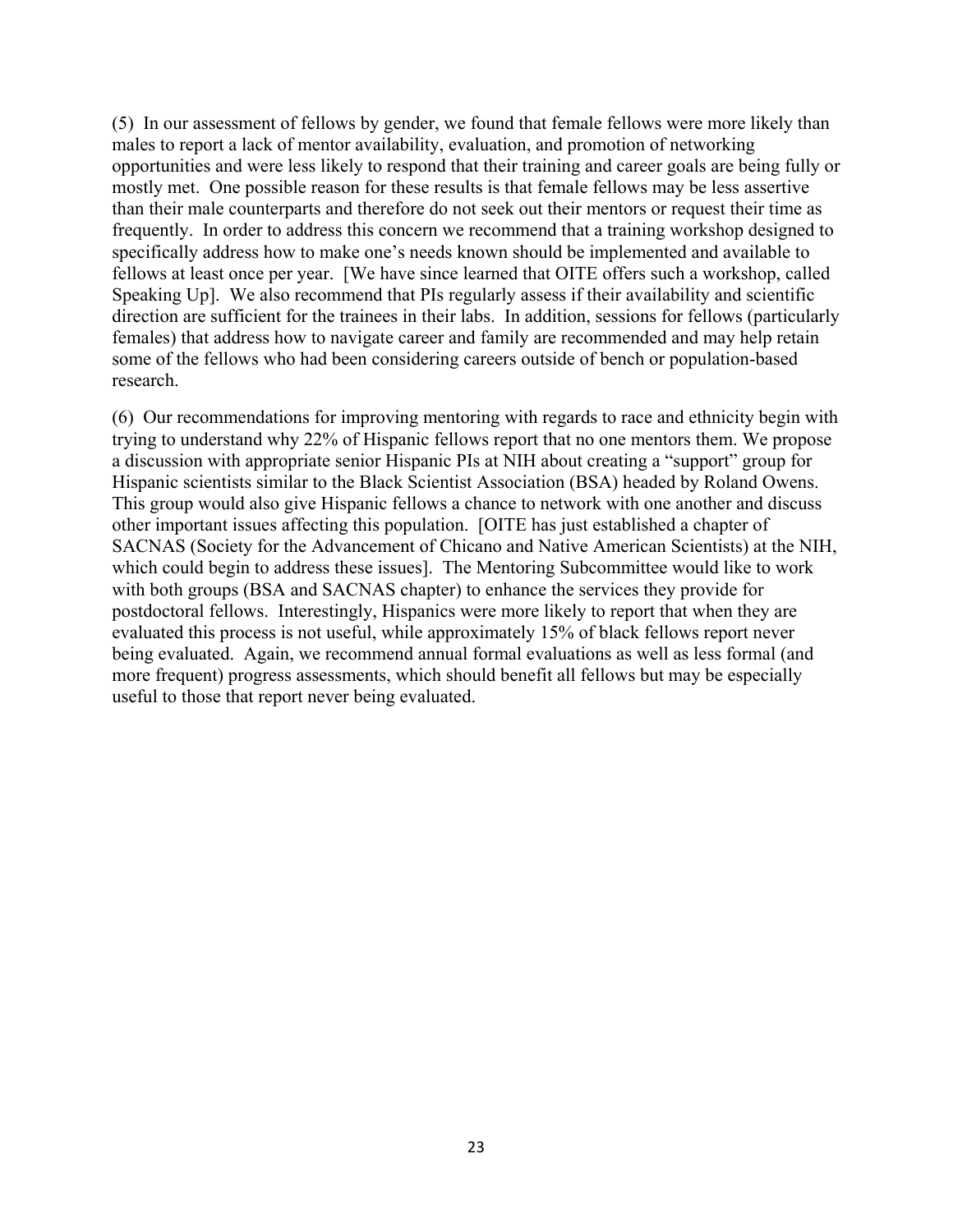(5) In our assessment of fellows by gender, we found that female fellows were more likely than males to report a lack of mentor availability, evaluation, and promotion of networking opportunities and were less likely to respond that their training and career goals are being fully or mostly met. One possible reason for these results is that female fellows may be less assertive than their male counterparts and therefore do not seek out their mentors or request their time as frequently. In order to address this concern we recommend that a training workshop designed to specifically address how to make one's needs known should be implemented and available to fellows at least once per year. [We have since learned that OITE offers such a workshop, called Speaking Up]. We also recommend that PIs regularly assess if their availability and scientific direction are sufficient for the trainees in their labs. In addition, sessions for fellows (particularly females) that address how to navigate career and family are recommended and may help retain some of the fellows who had been considering careers outside of bench or population-based research.

(6) Our recommendations for improving mentoring with regards to race and ethnicity begin with trying to understand why 22% of Hispanic fellows report that no one mentors them. We propose a discussion with appropriate senior Hispanic PIs at NIH about creating a "support" group for Hispanic scientists similar to the Black Scientist Association (BSA) headed by Roland Owens. This group would also give Hispanic fellows a chance to network with one another and discuss other important issues affecting this population. [OITE has just established a chapter of SACNAS (Society for the Advancement of Chicano and Native American Scientists) at the NIH, which could begin to address these issues]. The Mentoring Subcommittee would like to work with both groups (BSA and SACNAS chapter) to enhance the services they provide for postdoctoral fellows. Interestingly, Hispanics were more likely to report that when they are evaluated this process is not useful, while approximately 15% of black fellows report never being evaluated. Again, we recommend annual formal evaluations as well as less formal (and more frequent) progress assessments, which should benefit all fellows but may be especially useful to those that report never being evaluated.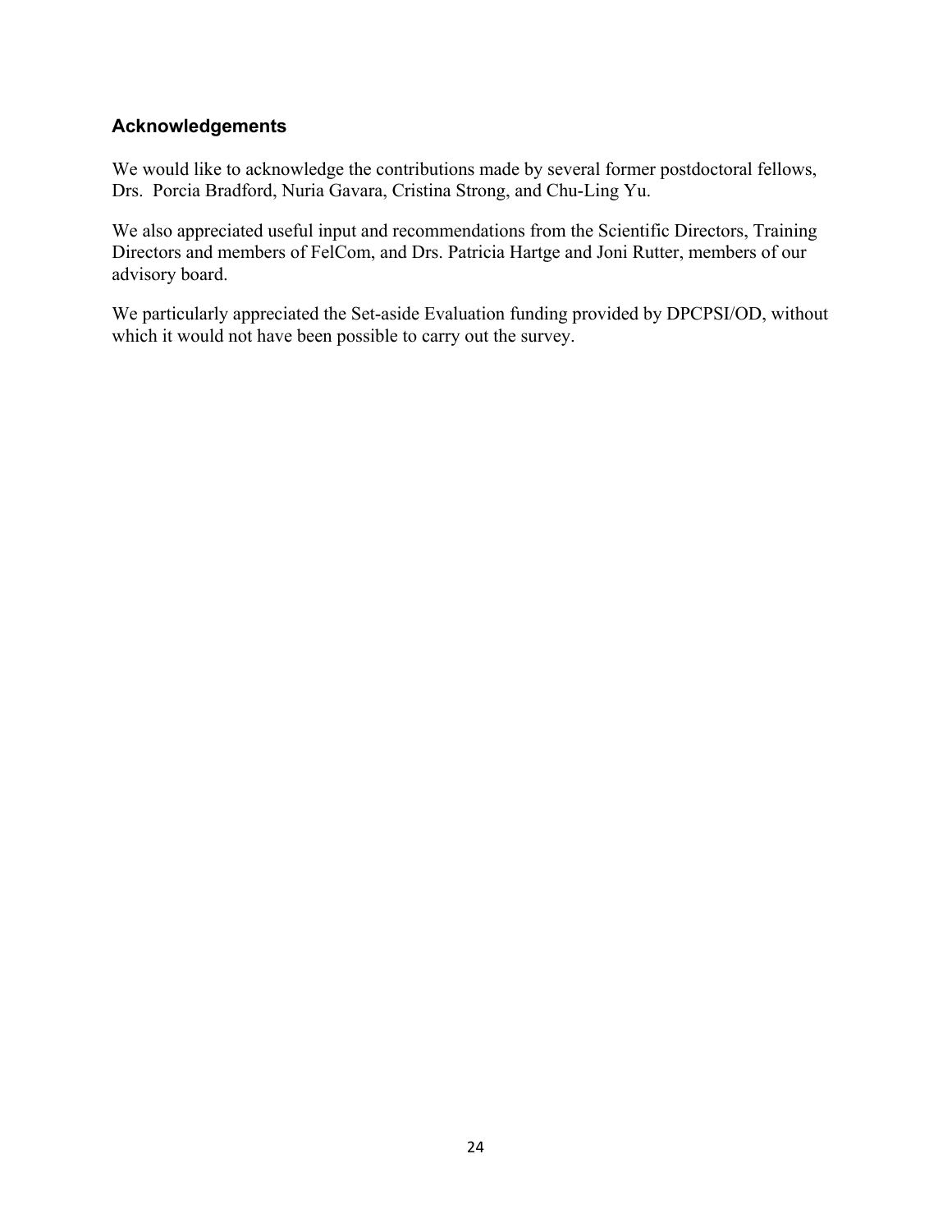## Acknowledgements

We would like to acknowledge the contributions made by several former postdoctoral fellows, Drs. Porcia Bradford, Nuria Gavara, Cristina Strong, and Chu-Ling Yu.

We also appreciated useful input and recommendations from the Scientific Directors, Training Directors and members of FelCom, and Drs. Patricia Hartge and Joni Rutter, members of our advisory board.

We particularly appreciated the Set-aside Evaluation funding provided by DPCPSI/OD, without which it would not have been possible to carry out the survey.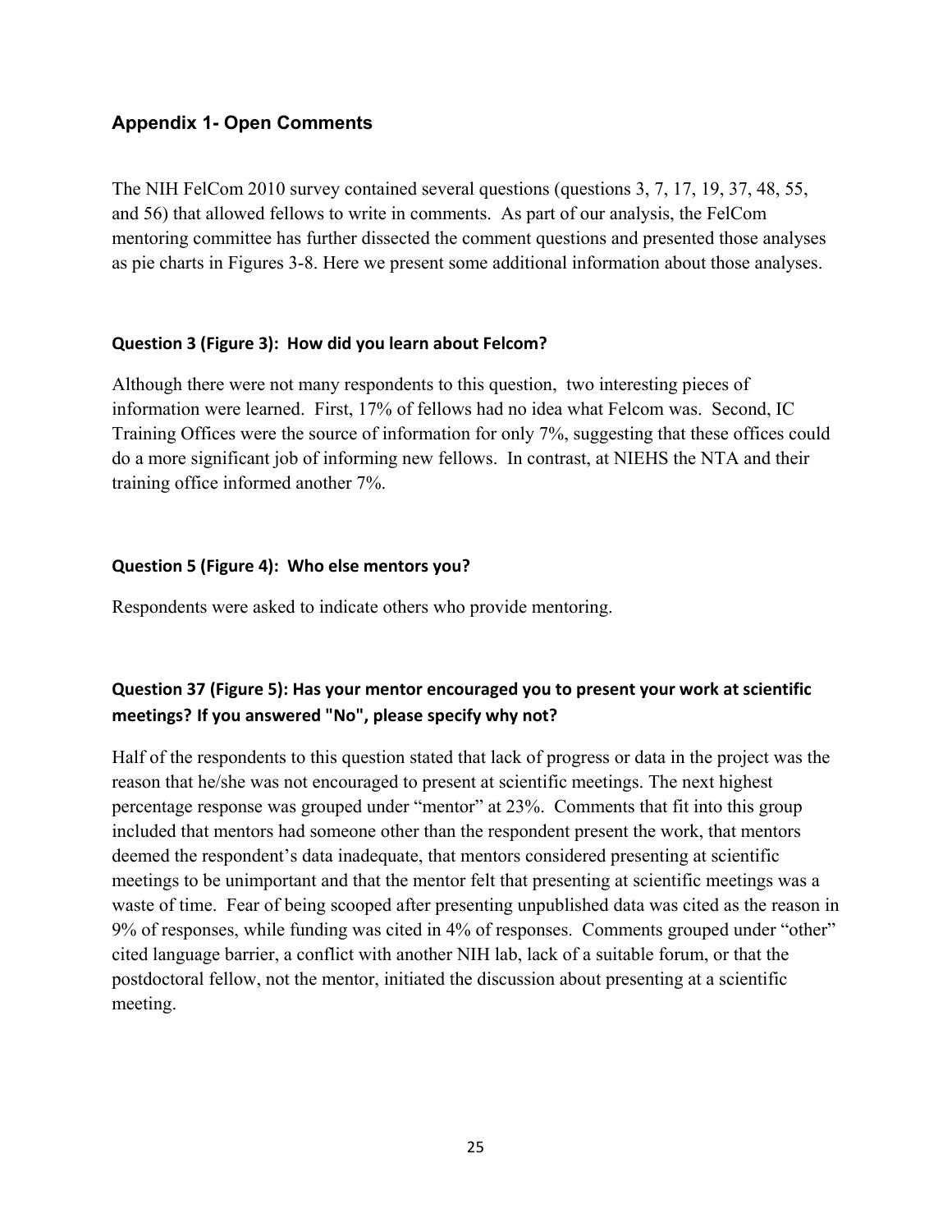## Appendix 1- Open Comments

The NIH FelCom 2010 survey contained several questions (questions 3, 7, 17, 19, 37, 48, 55, and 56) that allowed fellows to write in comments. As part of our analysis, the FelCom mentoring committee has further dissected the comment questions and presented those analyses as pie charts in Figures 3-8. Here we present some additional information about those analyses.

### Question 3 (Figure 3): How did you learn about Felcom?

Although there were not many respondents to this question, two interesting pieces of information were learned. First, 17% of fellows had no idea what Felcom was. Second, IC Training Offices were the source of information for only 7%, suggesting that these offices could do a more significant job of informing new fellows. In contrast, at NIEHS the NTA and their training office informed another 7%.

### Question 5 (Figure 4): Who else mentors you?

Respondents were asked to indicate others who provide mentoring.

### Question 37 (Figure 5): Has your mentor encouraged you to present your work at scientific meetings? If you answered "No", please specify why not?

Half of the respondents to this question stated that lack of progress or data in the project was the reason that he/she was not encouraged to present at scientific meetings. The next highest percentage response was grouped under "mentor" at 23%. Comments that fit into this group included that mentors had someone other than the respondent present the work, that mentors deemed the respondent's data inadequate, that mentors considered presenting at scientific meetings to be unimportant and that the mentor felt that presenting at scientific meetings was a waste of time. Fear of being scooped after presenting unpublished data was cited as the reason in 9% of responses, while funding was cited in 4% of responses. Comments grouped under "other" cited language barrier, a conflict with another NIH lab, lack of a suitable forum, or that the postdoctoral fellow, not the mentor, initiated the discussion about presenting at a scientific meeting.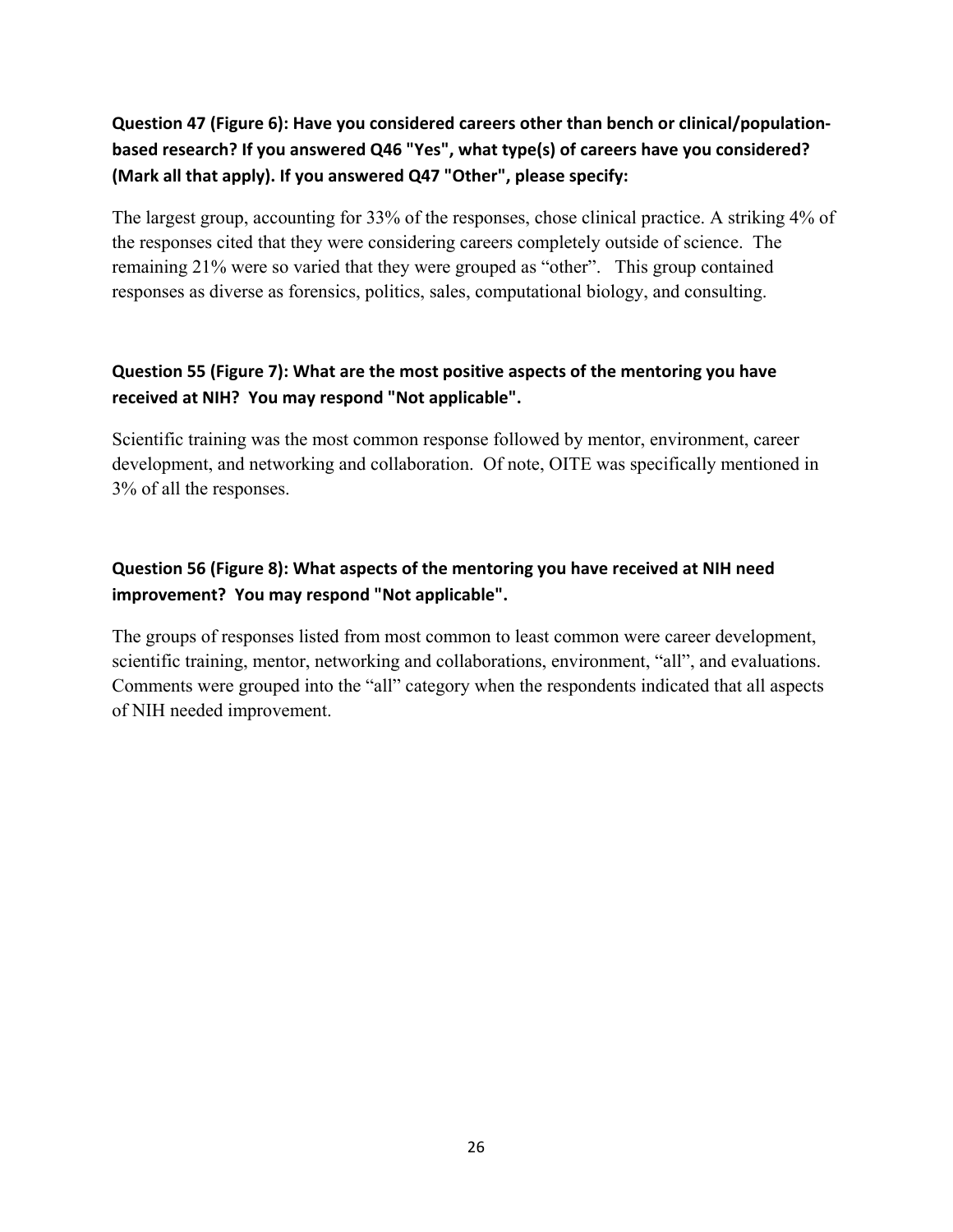### Question 47 (Figure 6): Have you considered careers other than bench or clinical/population-based research? If you answered Q46 "Yes", what type(s) of careers have you considered? (Mark all that apply). If you answered Q47 "Other", please specify:

The largest group, accounting for 33% of the responses, chose clinical practice. A striking 4% of the responses cited that they were considering careers completely outside of science. The remaining 21% were so varied that they were grouped as "other". This group contained responses as diverse as forensics, politics, sales, computational biology, and consulting.

### Question 55 (Figure 7): What are the most positive aspects of the mentoring you have received at NIH? You may respond "Not applicable".

Scientific training was the most common response followed by mentor, environment, career development, and networking and collaboration. Of note, OITE was specifically mentioned in 3% of all the responses.

### Question 56 (Figure 8): What aspects of the mentoring you have received at NIH need improvement? You may respond "Not applicable".

The groups of responses listed from most common to least common were career development, scientific training, mentor, networking and collaborations, environment, "all", and evaluations. Comments were grouped into the "all" category when the respondents indicated that all aspects of NIH needed improvement.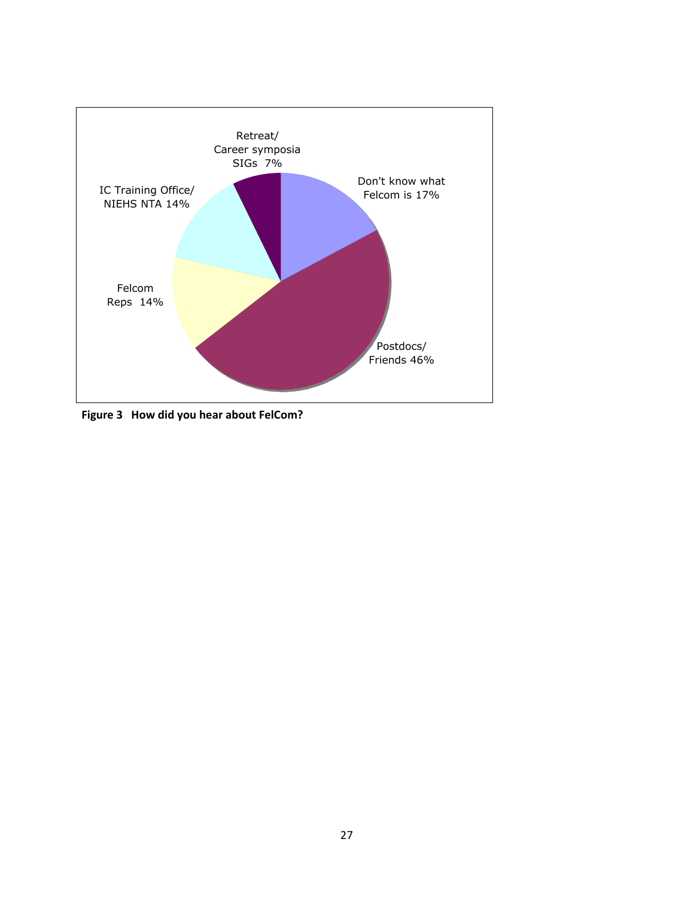Retreat/ Career symposia SIGs 7%

Don't know what Felcom is 17%

IC Training Office/ NIEHS NTA 14%

Felcom Reps 14%

Postdocs/ Friends 46%

**Figure 3 How did you hear about FelCom?**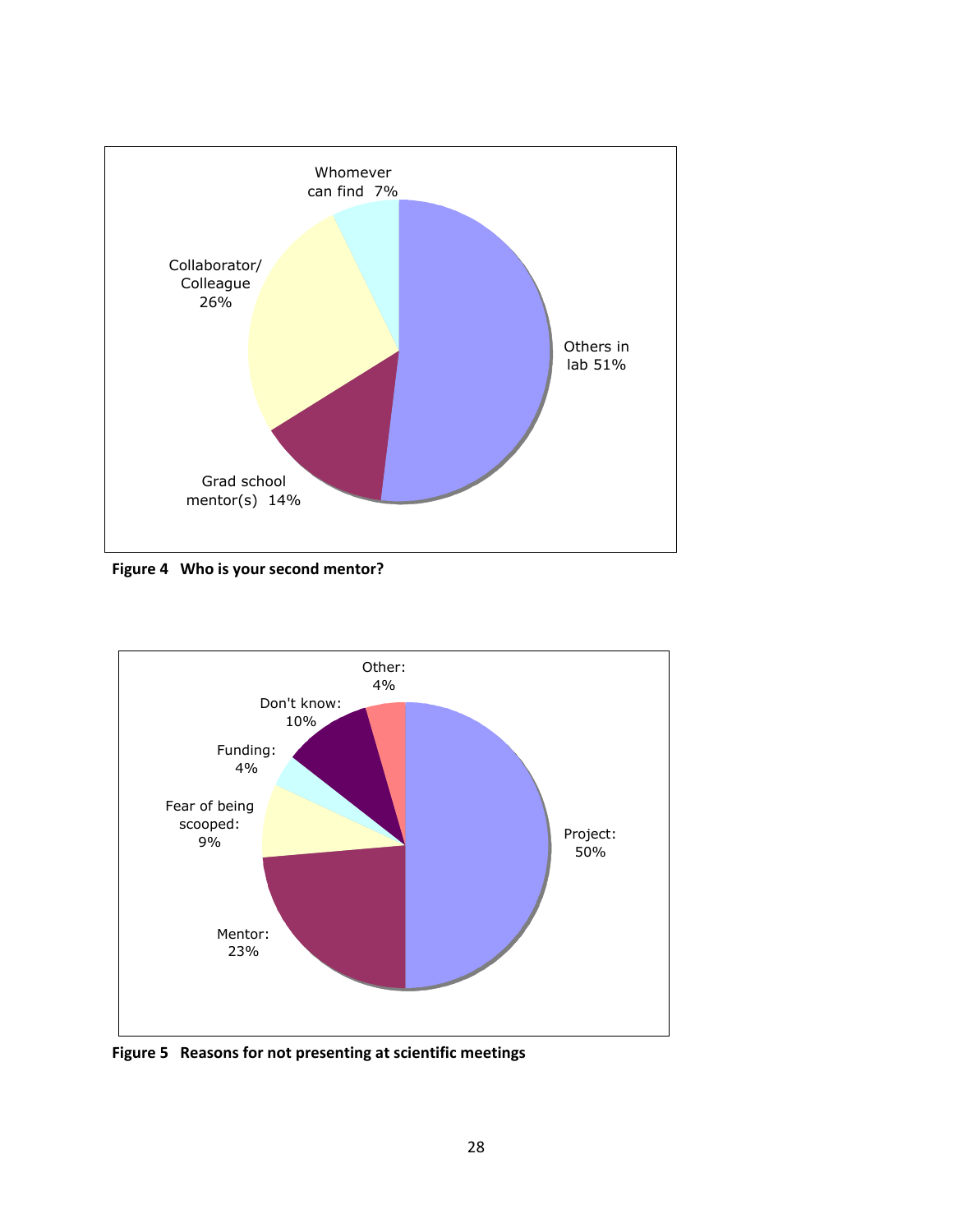Whomever can find 7%

Collaborator/ Colleague 26%

Others in lab 51%

Grad school mentor(s) 14%

**Figure 4 Who is your second mentor?**

Other: 4%

Don't know: 10%

Funding: 4%

Fear of being scooped: 9%

Project: 50%

Mentor: 23%

**Figure 5 Reasons for not presenting at scientific meetings**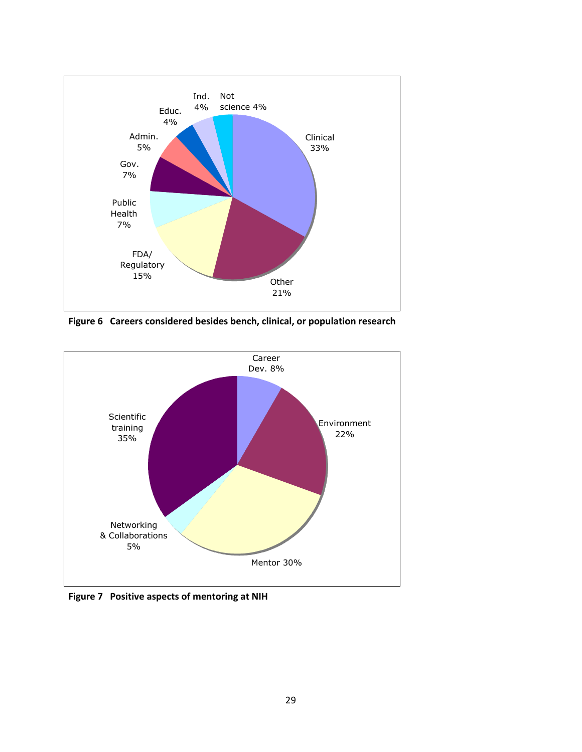**Figure 6 Careers considered besides bench, clinical, or population research**

**Figure 7 Positive aspects of mentoring at NIH**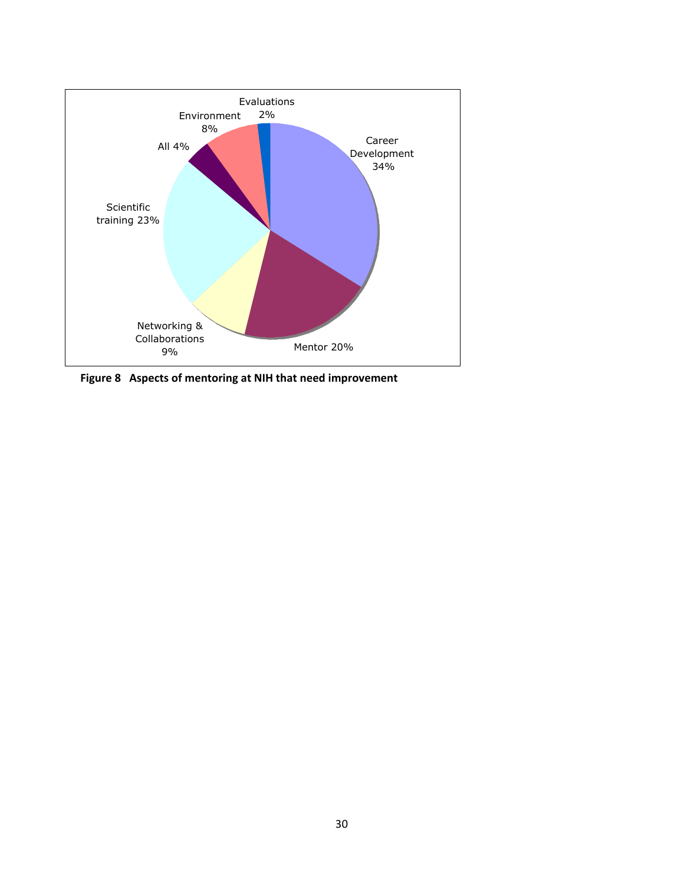Figure 8 Aspects of mentoring at NIH that need improvement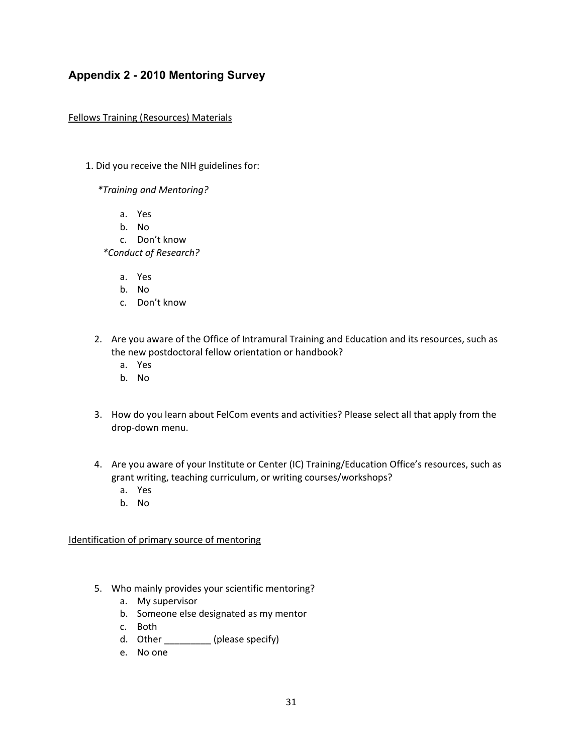## Appendix 2 - 2010 Mentoring Survey

Fellows Training (Resources) Materials

1. Did you receive the NIH guidelines for:

   *\*Training and Mentoring?*

   a. Yes
   b. No
   c. Don't know

   *\*Conduct of Research?*

   a. Yes
   b. No
   c. Don't know

2. Are you aware of the Office of Intramural Training and Education and its resources, such as the new postdoctoral fellow orientation or handbook?
   a. Yes
   b. No

3. How do you learn about FelCom events and activities? Please select all that apply from the drop-down menu.

4. Are you aware of your Institute or Center (IC) Training/Education Office's resources, such as grant writing, teaching curriculum, or writing courses/workshops?
   a. Yes
   b. No

Identification of primary source of mentoring

5. Who mainly provides your scientific mentoring?
   a. My supervisor
   b. Someone else designated as my mentor
   c. Both
   d. Other _________ (please specify)
   e. No one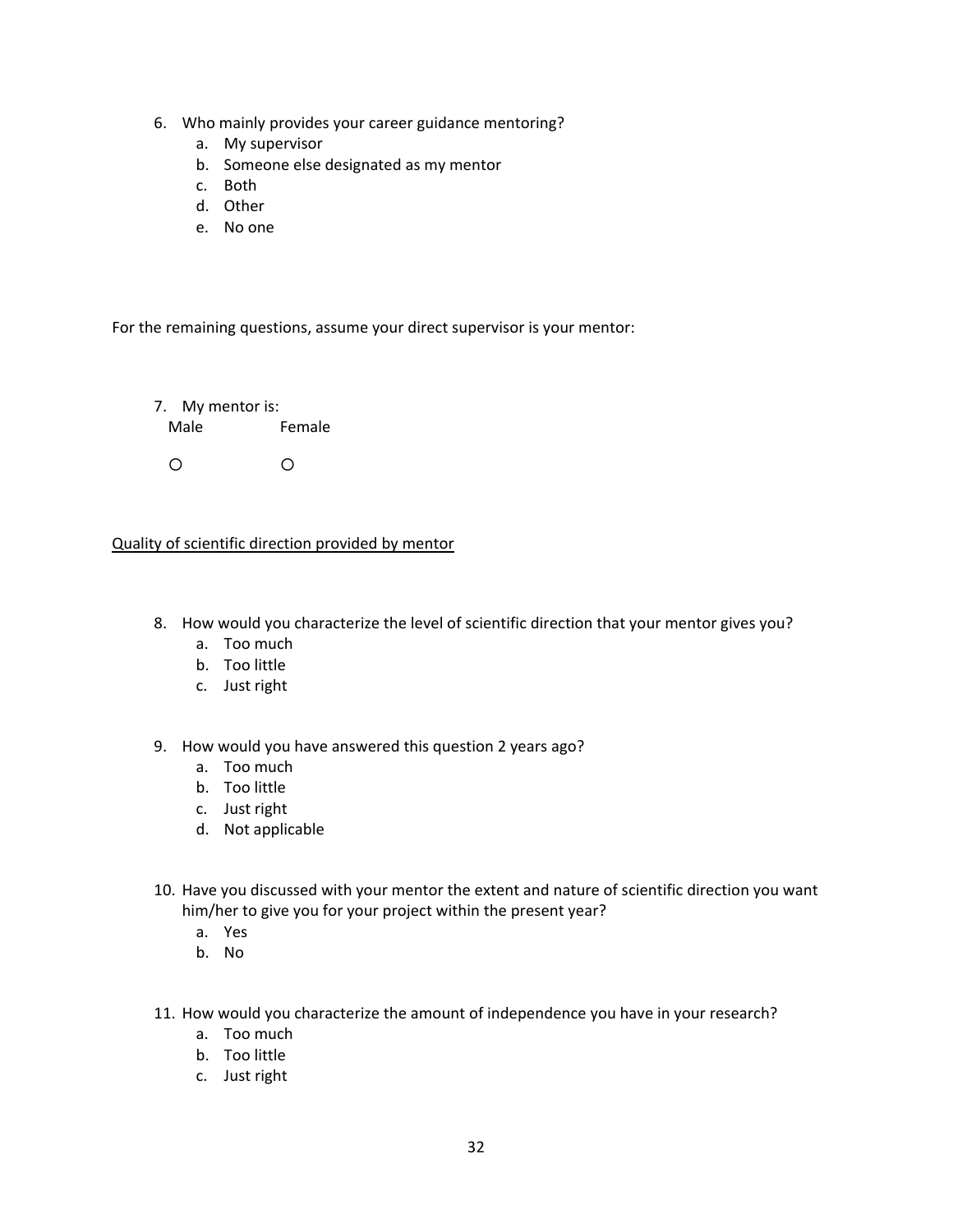6. Who mainly provides your career guidance mentoring?
    a. My supervisor
    b. Someone else designated as my mentor
    c. Both
    d. Other
    e. No one

For the remaining questions, assume your direct supervisor is your mentor:

7. My mentor is:

| Male | Female |
|---|---|
| ○ | ○ |

<u>Quality of scientific direction provided by mentor</u>

8. How would you characterize the level of scientific direction that your mentor gives you?
    a. Too much
    b. Too little
    c. Just right

9. How would you have answered this question 2 years ago?
    a. Too much
    b. Too little
    c. Just right
    d. Not applicable

10. Have you discussed with your mentor the extent and nature of scientific direction you want him/her to give you for your project within the present year?
    a. Yes
    b. No

11. How would you characterize the amount of independence you have in your research?
    a. Too much
    b. Too little
    c. Just right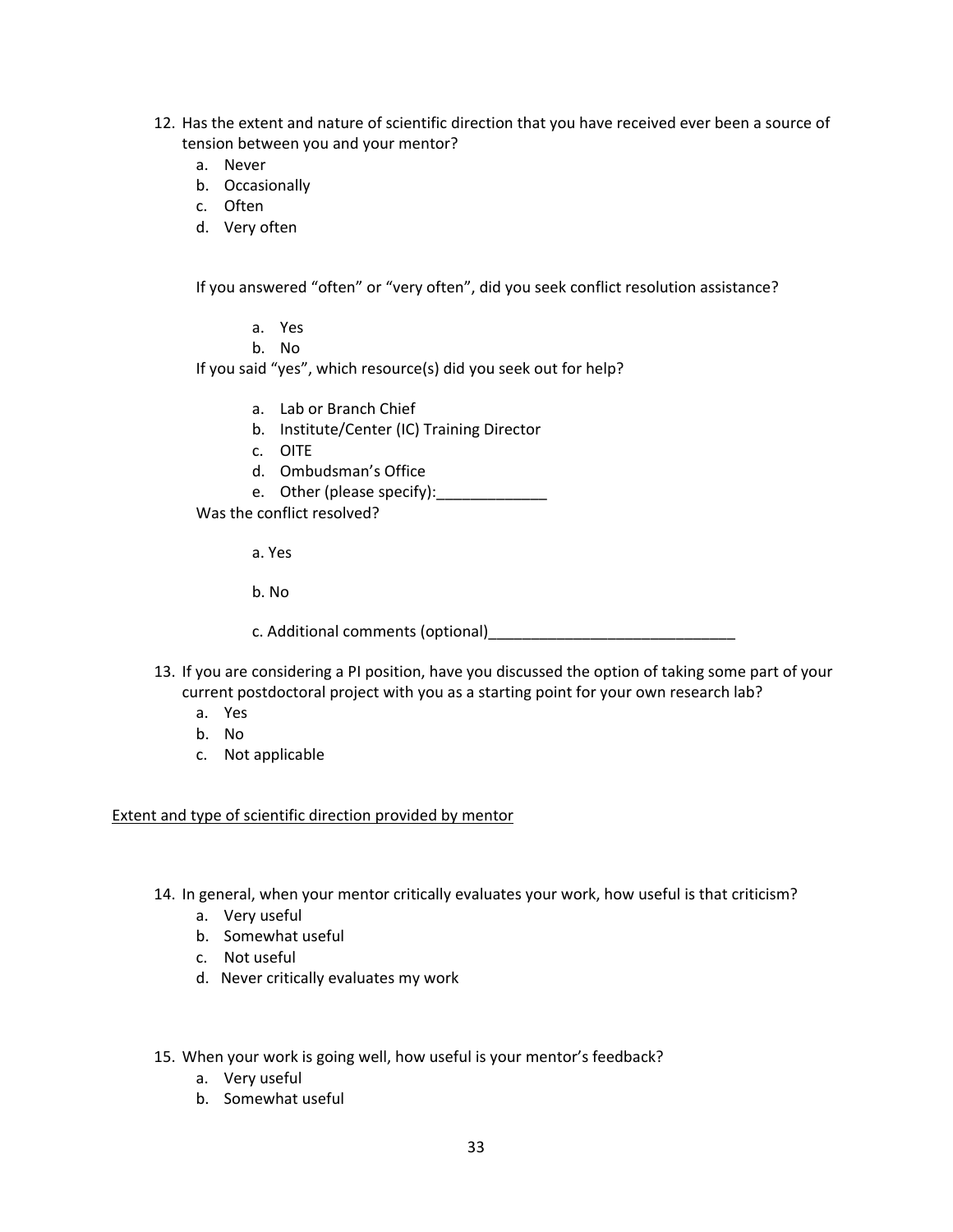12. Has the extent and nature of scientific direction that you have received ever been a source of tension between you and your mentor?
    a. Never
    b. Occasionally
    c. Often
    d. Very often

    If you answered “often” or “very often”, did you seek conflict resolution assistance?

    a. Yes
    b. No

    If you said “yes”, which resource(s) did you seek out for help?

    a. Lab or Branch Chief
    b. Institute/Center (IC) Training Director
    c. OITE
    d. Ombudsman’s Office
    e. Other (please specify):_____________

    Was the conflict resolved?

    a. Yes

    b. No

    c. Additional comments (optional)_____________________________

13. If you are considering a PI position, have you discussed the option of taking some part of your current postdoctoral project with you as a starting point for your own research lab?
    a. Yes
    b. No
    c. Not applicable

<u>Extent and type of scientific direction provided by mentor</u>

14. In general, when your mentor critically evaluates your work, how useful is that criticism?
    a. Very useful
    b. Somewhat useful
    c. Not useful
    d. Never critically evaluates my work

15. When your work is going well, how useful is your mentor’s feedback?
    a. Very useful
    b. Somewhat useful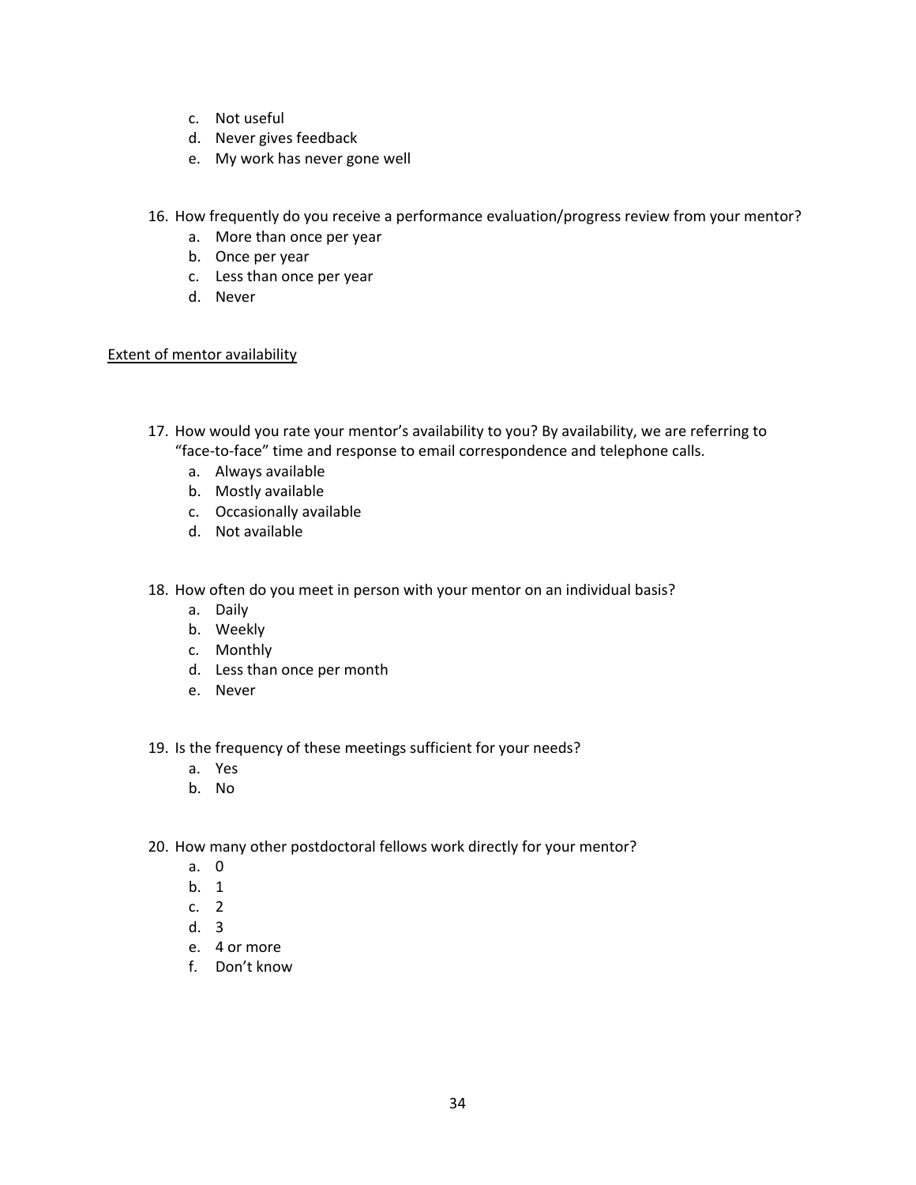c. Not useful
   d. Never gives feedback
   e. My work has never gone well

16. How frequently do you receive a performance evaluation/progress review from your mentor?
   a. More than once per year
   b. Once per year
   c. Less than once per year
   d. Never

<u>Extent of mentor availability</u>

17. How would you rate your mentor's availability to you? By availability, we are referring to "face-to-face" time and response to email correspondence and telephone calls.
   a. Always available
   b. Mostly available
   c. Occasionally available
   d. Not available

18. How often do you meet in person with your mentor on an individual basis?
   a. Daily
   b. Weekly
   c. Monthly
   d. Less than once per month
   e. Never

19. Is the frequency of these meetings sufficient for your needs?
   a. Yes
   b. No

20. How many other postdoctoral fellows work directly for your mentor?
   a. 0
   b. 1
   c. 2
   d. 3
   e. 4 or more
   f. Don't know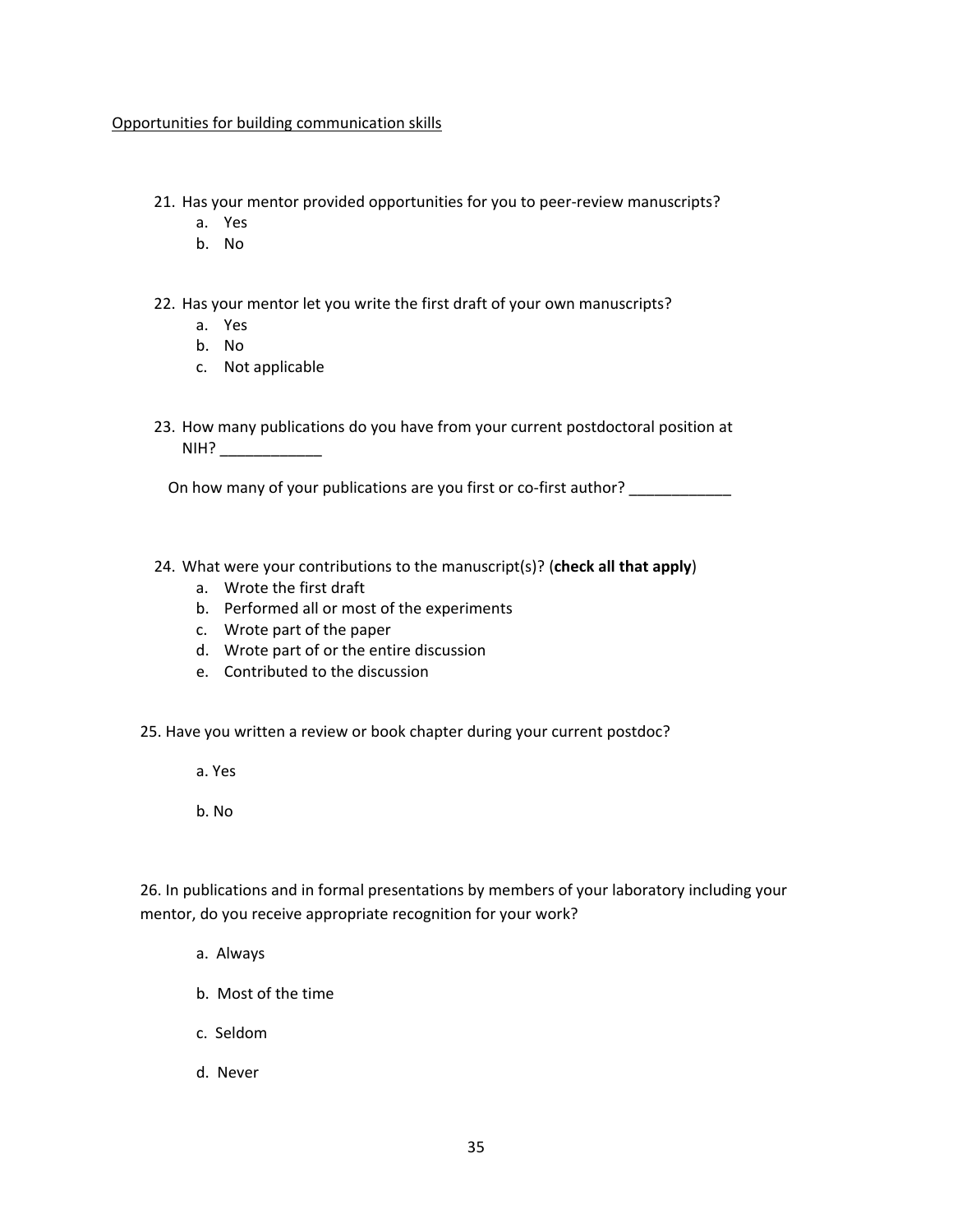Opportunities for building communication skills

21. Has your mentor provided opportunities for you to peer-review manuscripts?
    a. Yes
    b. No

22. Has your mentor let you write the first draft of your own manuscripts?
    a. Yes
    b. No
    c. Not applicable

23. How many publications do you have from your current postdoctoral position at NIH? ____________

    On how many of your publications are you first or co-first author? ____________

24. What were your contributions to the manuscript(s)? (**check all that apply**)
    a. Wrote the first draft
    b. Performed all or most of the experiments
    c. Wrote part of the paper
    d. Wrote part of or the entire discussion
    e. Contributed to the discussion

25. Have you written a review or book chapter during your current postdoc?

    a. Yes

    b. No

26. In publications and in formal presentations by members of your laboratory including your mentor, do you receive appropriate recognition for your work?

    a. Always

    b. Most of the time

    c. Seldom

    d. Never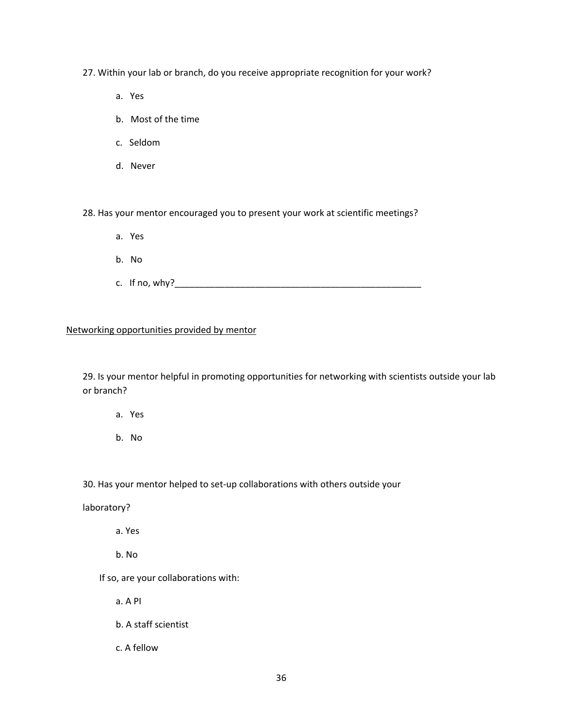27. Within your lab or branch, do you receive appropriate recognition for your work?

   a. Yes
   b. Most of the time
   c. Seldom
   d. Never

28. Has your mentor encouraged you to present your work at scientific meetings?

   a. Yes
   b. No
   c. If no, why?___________________________________________________

<u>Networking opportunities provided by mentor</u>

29. Is your mentor helpful in promoting opportunities for networking with scientists outside your lab or branch?

   a. Yes
   b. No

30. Has your mentor helped to set-up collaborations with others outside your laboratory?

   a. Yes
   b. No

   If so, are your collaborations with:

   a. A PI
   b. A staff scientist
   c. A fellow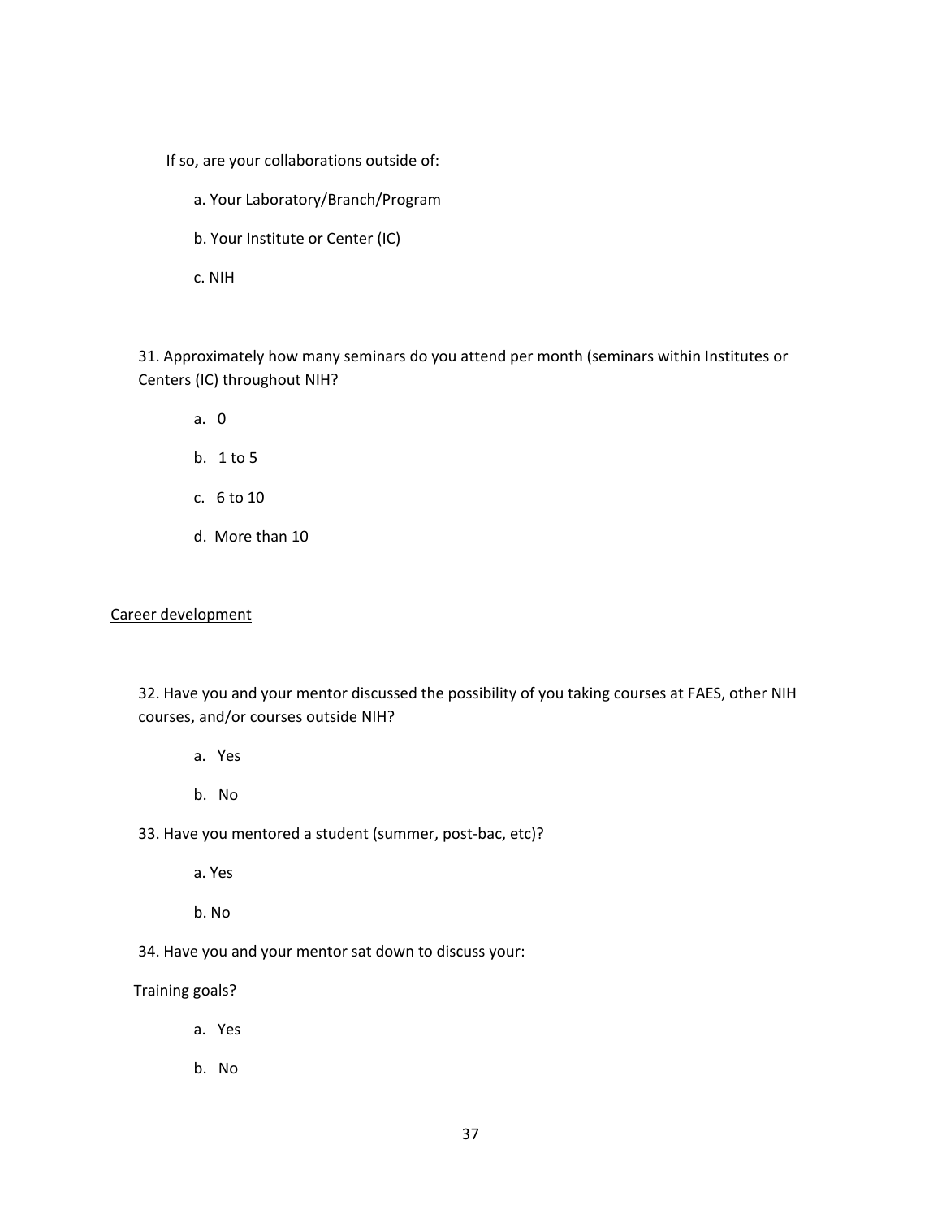If so, are your collaborations outside of:

a. Your Laboratory/Branch/Program

b. Your Institute or Center (IC)

c. NIH

31. Approximately how many seminars do you attend per month (seminars within Institutes or Centers (IC) throughout NIH?

a. 0

b. 1 to 5

c. 6 to 10

d. More than 10

<u>Career development</u>

32. Have you and your mentor discussed the possibility of you taking courses at FAES, other NIH courses, and/or courses outside NIH?

a. Yes

b. No

33. Have you mentored a student (summer, post-bac, etc)?

a. Yes

b. No

34. Have you and your mentor sat down to discuss your:

Training goals?

a. Yes

b. No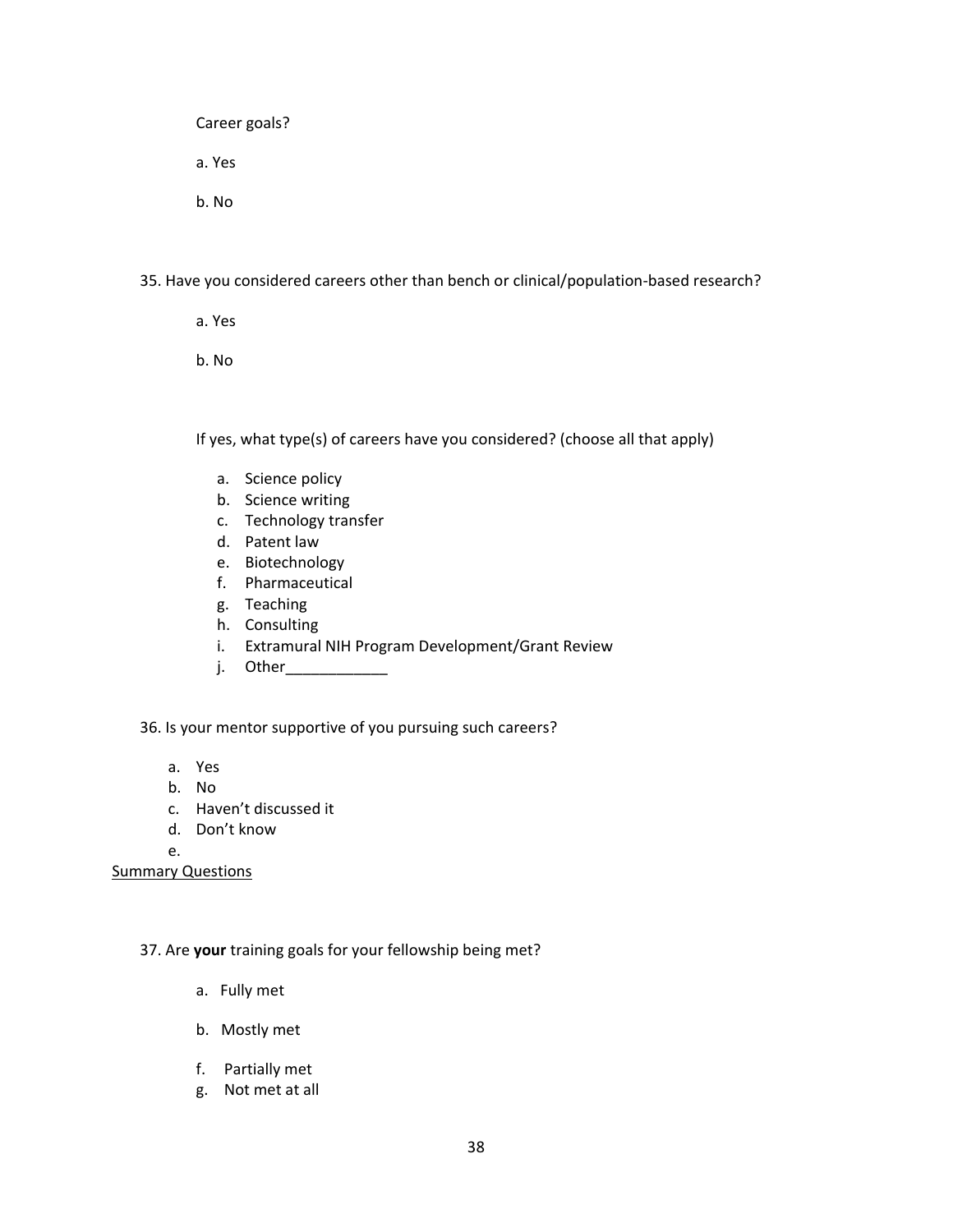Career goals?

a. Yes

b. No

35. Have you considered careers other than bench or clinical/population-based research?

a. Yes

b. No

If yes, what type(s) of careers have you considered? (choose all that apply)

a. Science policy
b. Science writing
c. Technology transfer
d. Patent law
e. Biotechnology
f. Pharmaceutical
g. Teaching
h. Consulting
i. Extramural NIH Program Development/Grant Review
j. Other____________

36. Is your mentor supportive of you pursuing such careers?

a. Yes
b. No
c. Haven't discussed it
d. Don't know
e.

Summary Questions

37. Are **your** training goals for your fellowship being met?

a. Fully met

b. Mostly met

f. Partially met
g. Not met at all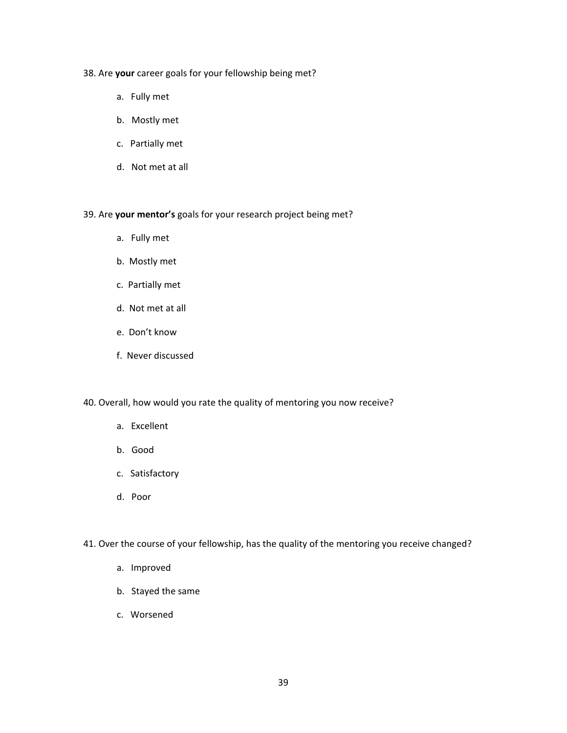38. Are **your** career goals for your fellowship being met?

  a. Fully met
  b. Mostly met
  c. Partially met
  d. Not met at all

39. Are **your mentor's** goals for your research project being met?

  a. Fully met
  b. Mostly met
  c. Partially met
  d. Not met at all
  e. Don't know
  f. Never discussed

40. Overall, how would you rate the quality of mentoring you now receive?

  a. Excellent
  b. Good
  c. Satisfactory
  d. Poor

41. Over the course of your fellowship, has the quality of the mentoring you receive changed?

  a. Improved
  b. Stayed the same
  c. Worsened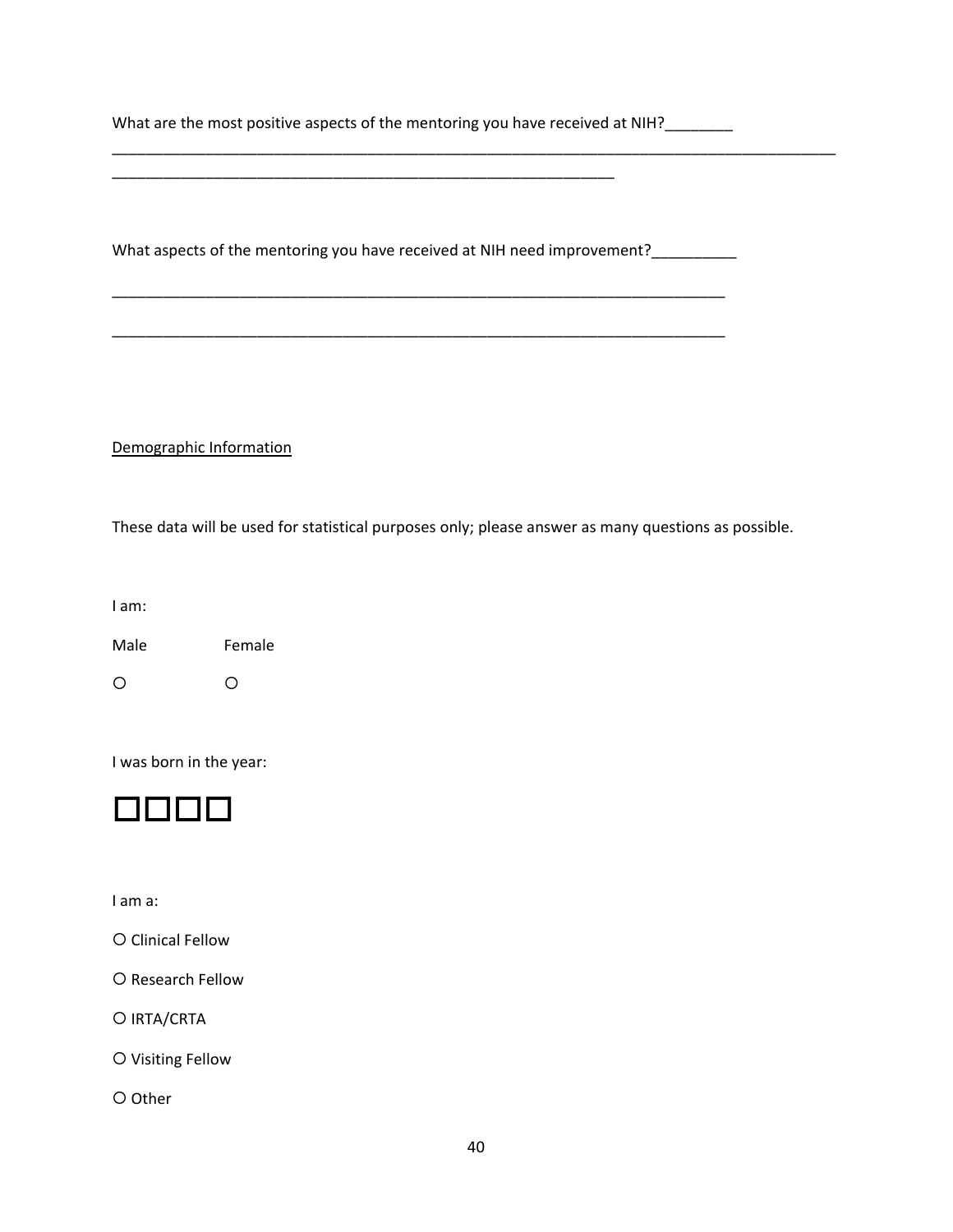What are the most positive aspects of the mentoring you have received at NIH?________

_______________________________________________________________________________

_______________________________________________________

What aspects of the mentoring you have received at NIH need improvement?__________

___________________________________________________________________

___________________________________________________________________

Demographic Information

These data will be used for statistical purposes only; please answer as many questions as possible.

I am:

| Male | Female |
|---|---|
| ○ | ○ |

I was born in the year:

□□□□

I am a:

○ Clinical Fellow

○ Research Fellow

○ IRTA/CRTA

○ Visiting Fellow

○ Other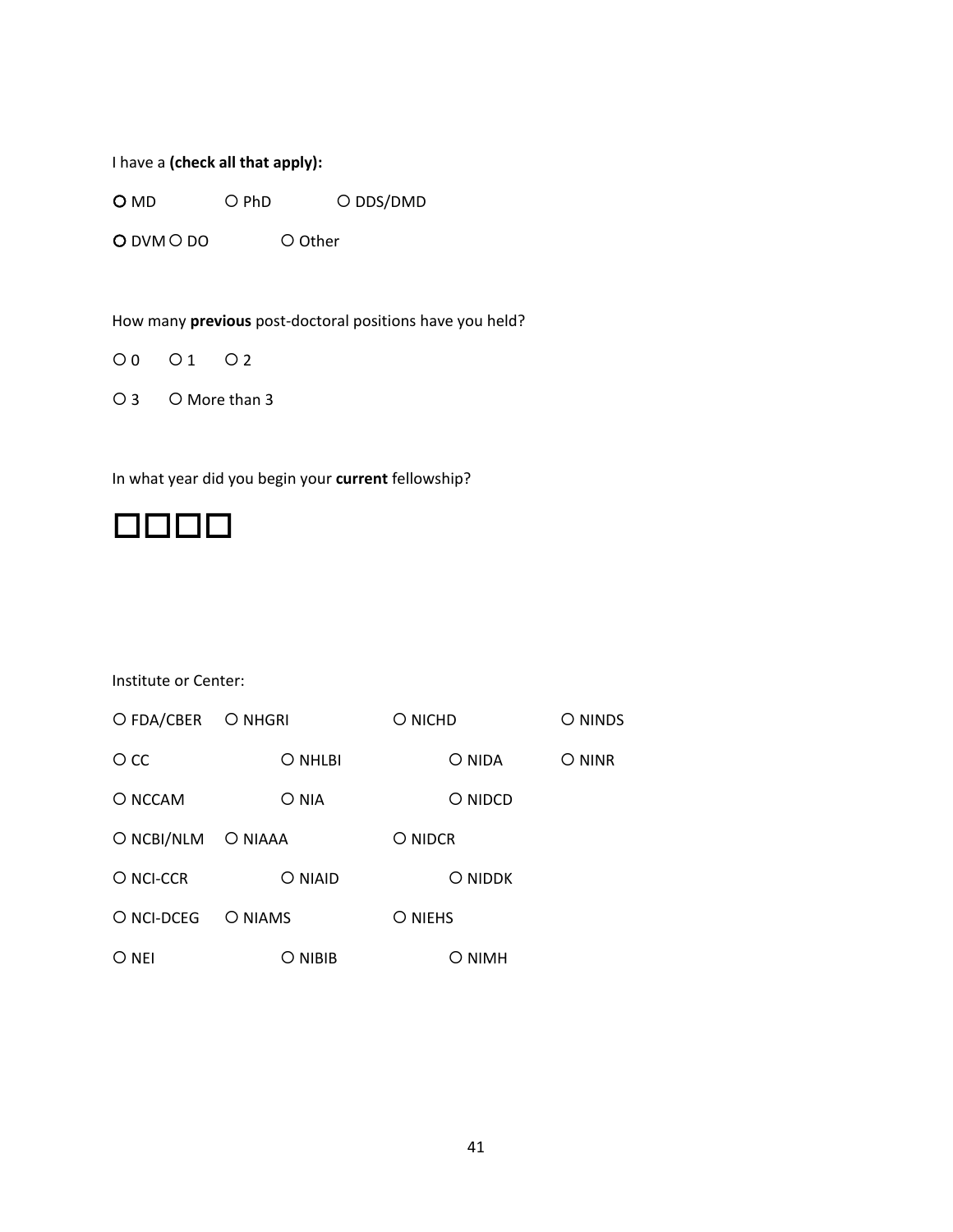I have a **(check all that apply):**

○ MD ○ PhD ○ DDS/DMD

○ DVM ○ DO ○ Other

How many **previous** post-doctoral positions have you held?

○ 0 ○ 1 ○ 2

○ 3 ○ More than 3

In what year did you begin your **current** fellowship?

□□□□

Institute or Center:

○ FDA/CBER ○ NHGRI ○ NICHD ○ NINDS

○ CC ○ NHLBI ○ NIDA ○ NINR

○ NCCAM ○ NIA ○ NIDCD

○ NCBI/NLM ○ NIAAA ○ NIDCR

○ NCI-CCR ○ NIAID ○ NIDDK

○ NCI-DCEG ○ NIAMS ○ NIEHS

○ NEI ○ NIBIB ○ NIMH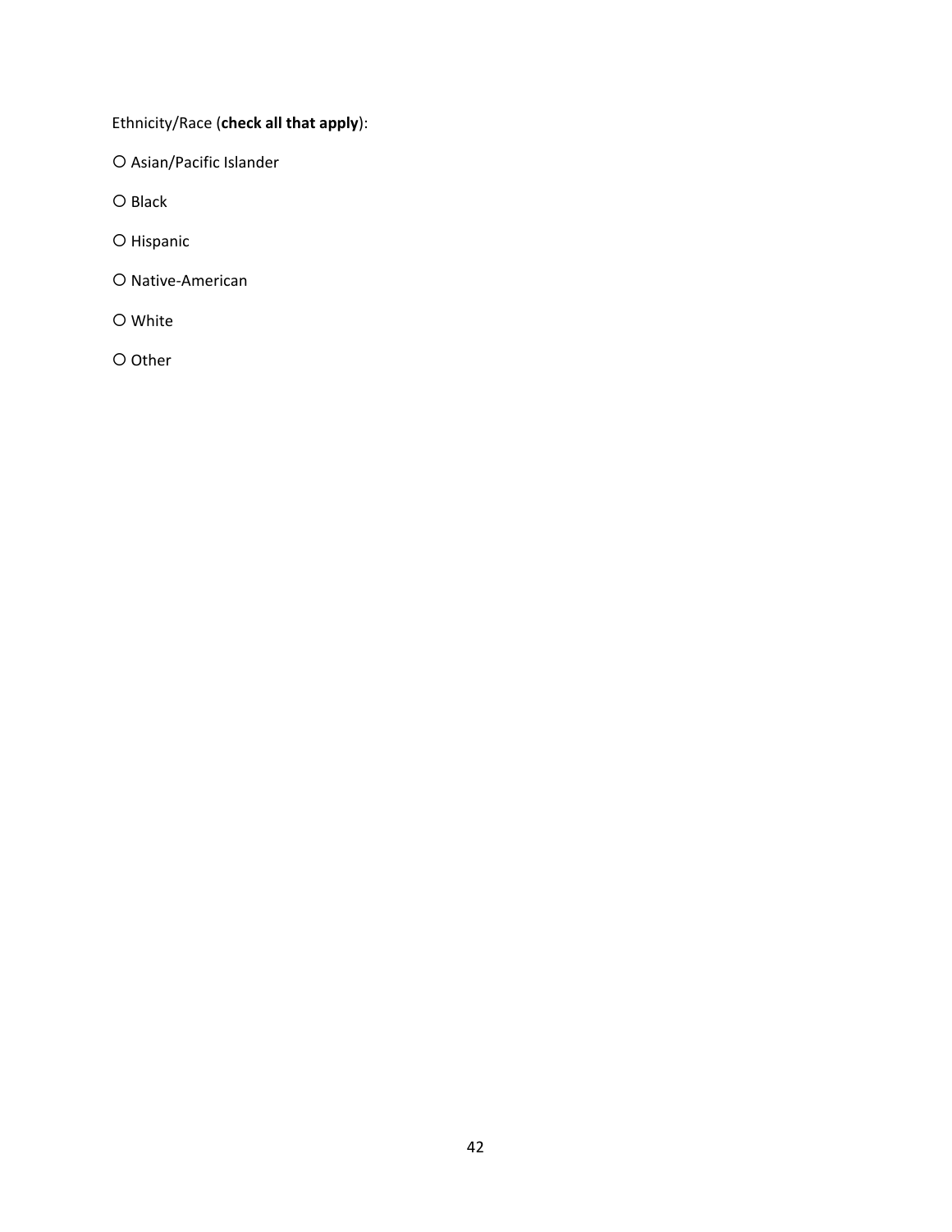Ethnicity/Race (**check all that apply**):

○ Asian/Pacific Islander

○ Black

○ Hispanic

○ Native-American

○ White

○ Other